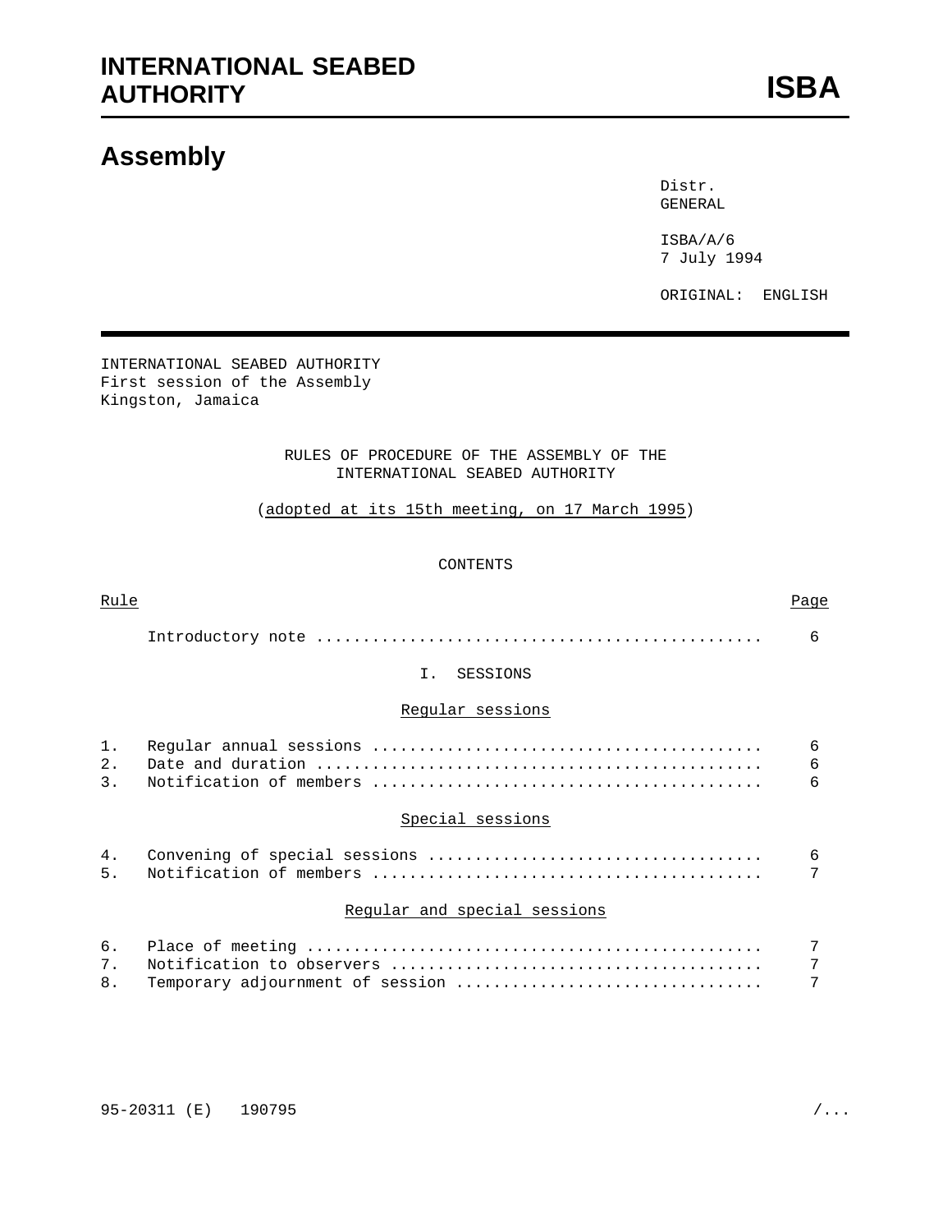# INTERNATIONAL SEABED AUTHORITY

**ISBA**

## Assembly

Distr.
GENERAL

ISBA/A/6
7 July 1994

ORIGINAL: ENGLISH

INTERNATIONAL SEABED AUTHORITY
First session of the Assembly
Kingston, Jamaica

RULES OF PROCEDURE OF THE ASSEMBLY OF THE INTERNATIONAL SEABED AUTHORITY

(adopted at its 15th meeting, on 17 March 1995)

CONTENTS

| Rule | | Page |
|---|---|---|
| | Introductory note | 6 |
| | **I. SESSIONS** | |
| | *Regular sessions* | |
| 1. | Regular annual sessions | 6 |
| 2. | Date and duration | 6 |
| 3. | Notification of members | 6 |
| | *Special sessions* | |
| 4. | Convening of special sessions | 6 |
| 5. | Notification of members | 7 |
| | *Regular and special sessions* | |
| 6. | Place of meeting | 7 |
| 7. | Notification to observers | 7 |
| 8. | Temporary adjournment of session | 7 |

95-20311 (E) 190795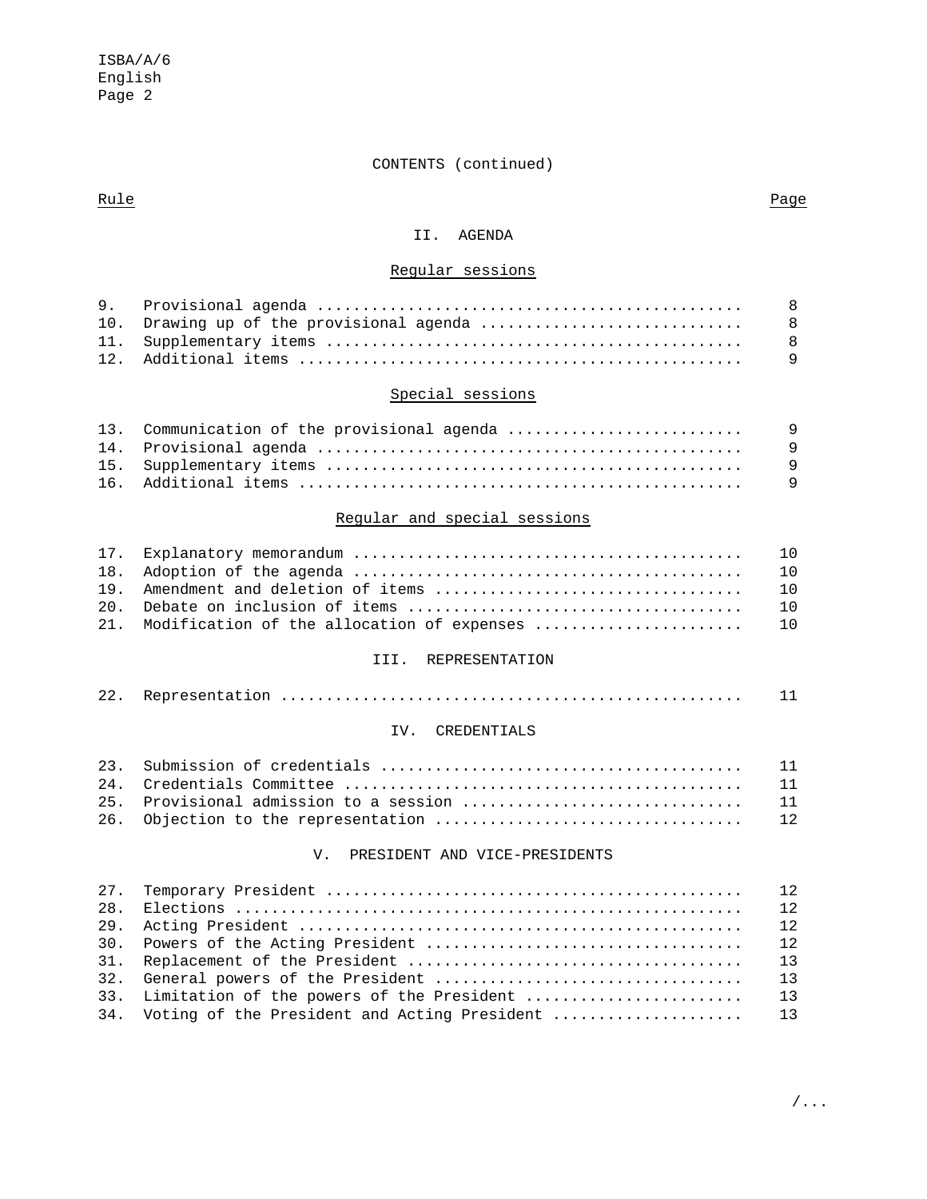CONTENTS (continued)

| Rule | | Page |
|---|---|---|
| | **II. AGENDA** | |
| | *Regular sessions* | |
| 9. | Provisional agenda | 8 |
| 10. | Drawing up of the provisional agenda | 8 |
| 11. | Supplementary items | 8 |
| 12. | Additional items | 9 |
| | *Special sessions* | |
| 13. | Communication of the provisional agenda | 9 |
| 14. | Provisional agenda | 9 |
| 15. | Supplementary items | 9 |
| 16. | Additional items | 9 |
| | *Regular and special sessions* | |
| 17. | Explanatory memorandum | 10 |
| 18. | Adoption of the agenda | 10 |
| 19. | Amendment and deletion of items | 10 |
| 20. | Debate on inclusion of items | 10 |
| 21. | Modification of the allocation of expenses | 10 |
| | **III. REPRESENTATION** | |
| 22. | Representation | 11 |
| | **IV. CREDENTIALS** | |
| 23. | Submission of credentials | 11 |
| 24. | Credentials Committee | 11 |
| 25. | Provisional admission to a session | 11 |
| 26. | Objection to the representation | 12 |
| | **V. PRESIDENT AND VICE-PRESIDENTS** | |
| 27. | Temporary President | 12 |
| 28. | Elections | 12 |
| 29. | Acting President | 12 |
| 30. | Powers of the Acting President | 12 |
| 31. | Replacement of the President | 13 |
| 32. | General powers of the President | 13 |
| 33. | Limitation of the powers of the President | 13 |
| 34. | Voting of the President and Acting President | 13 |

/...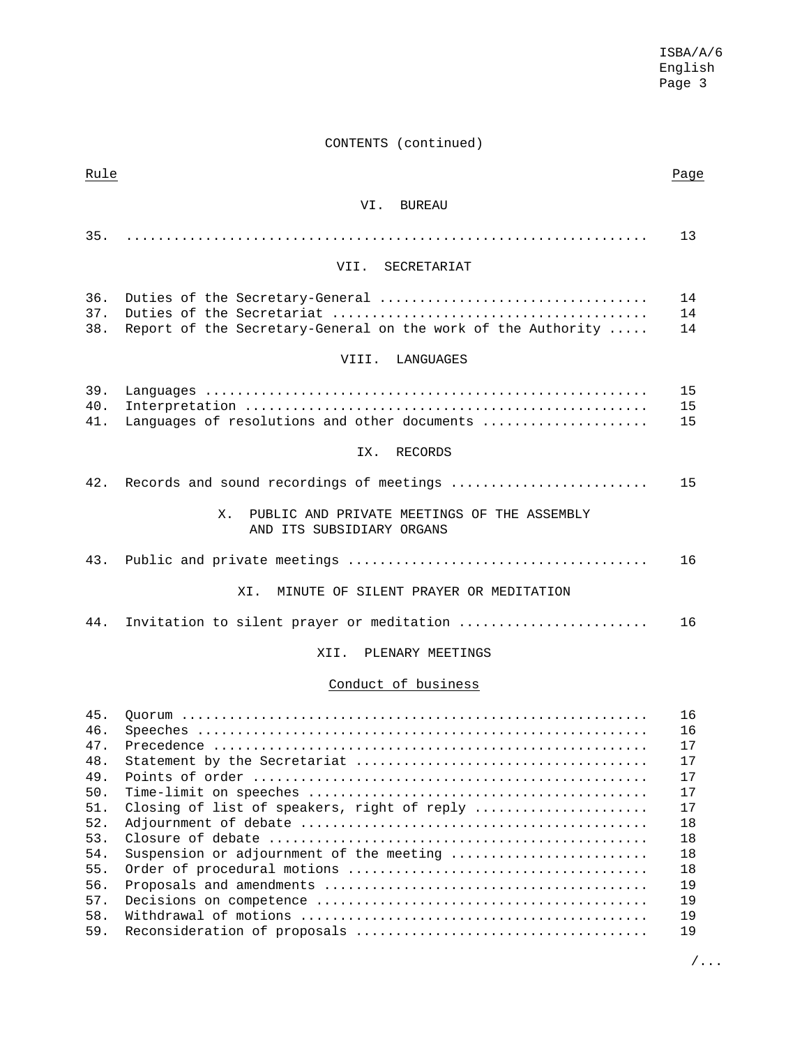CONTENTS (continued)

| Rule | | Page |
|---|---|---|
| | **VI. BUREAU** | |
| 35. | ................................................................. | 13 |
| | **VII. SECRETARIAT** | |
| 36. | Duties of the Secretary-General | 14 |
| 37. | Duties of the Secretariat | 14 |
| 38. | Report of the Secretary-General on the work of the Authority | 14 |
| | **VIII. LANGUAGES** | |
| 39. | Languages | 15 |
| 40. | Interpretation | 15 |
| 41. | Languages of resolutions and other documents | 15 |
| | **IX. RECORDS** | |
| 42. | Records and sound recordings of meetings | 15 |
| | **X. PUBLIC AND PRIVATE MEETINGS OF THE ASSEMBLY AND ITS SUBSIDIARY ORGANS** | |
| 43. | Public and private meetings | 16 |
| | **XI. MINUTE OF SILENT PRAYER OR MEDITATION** | |
| 44. | Invitation to silent prayer or meditation | 16 |
| | **XII. PLENARY MEETINGS** | |
| | <u>Conduct of business</u> | |
| 45. | Quorum | 16 |
| 46. | Speeches | 16 |
| 47. | Precedence | 17 |
| 48. | Statement by the Secretariat | 17 |
| 49. | Points of order | 17 |
| 50. | Time-limit on speeches | 17 |
| 51. | Closing of list of speakers, right of reply | 17 |
| 52. | Adjournment of debate | 18 |
| 53. | Closure of debate | 18 |
| 54. | Suspension or adjournment of the meeting | 18 |
| 55. | Order of procedural motions | 18 |
| 56. | Proposals and amendments | 19 |
| 57. | Decisions on competence | 19 |
| 58. | Withdrawal of motions | 19 |
| 59. | Reconsideration of proposals | 19 |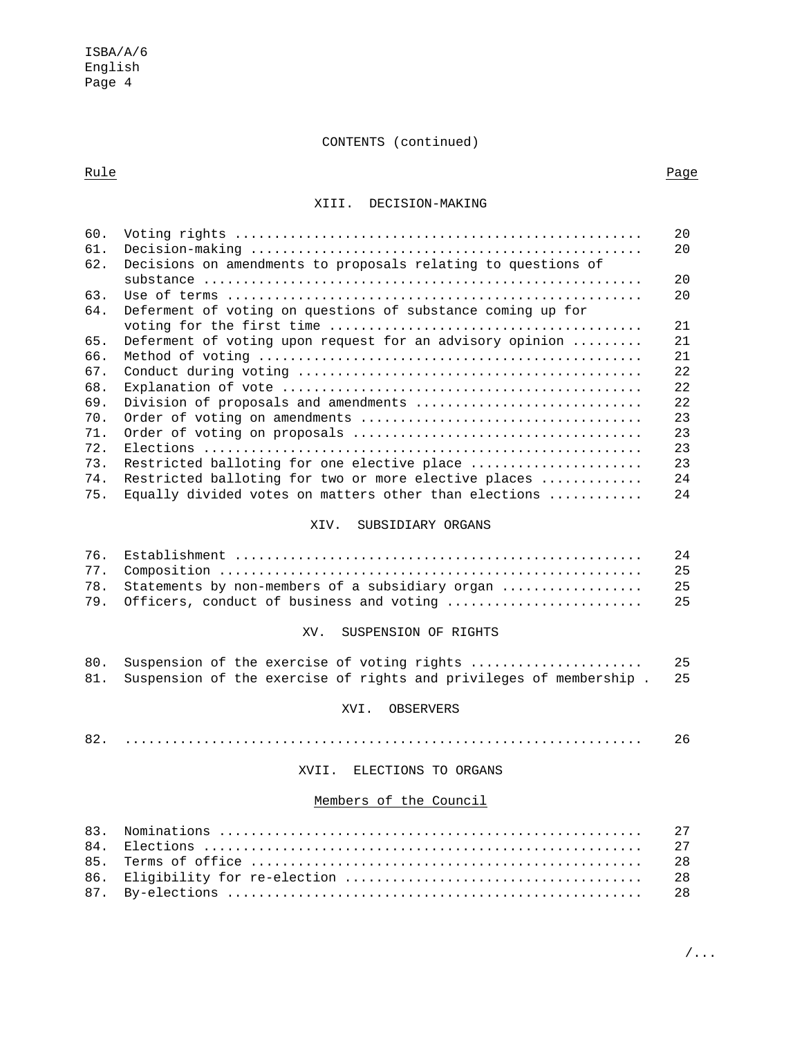CONTENTS (continued)

| Rule | | Page |
|---|---|---|
| | **XIII. DECISION-MAKING** | |
| 60. | Voting rights | 20 |
| 61. | Decision-making | 20 |
| 62. | Decisions on amendments to proposals relating to questions of substance | 20 |
| 63. | Use of terms | 20 |
| 64. | Deferment of voting on questions of substance coming up for voting for the first time | 21 |
| 65. | Deferment of voting upon request for an advisory opinion | 21 |
| 66. | Method of voting | 21 |
| 67. | Conduct during voting | 22 |
| 68. | Explanation of vote | 22 |
| 69. | Division of proposals and amendments | 22 |
| 70. | Order of voting on amendments | 23 |
| 71. | Order of voting on proposals | 23 |
| 72. | Elections | 23 |
| 73. | Restricted balloting for one elective place | 23 |
| 74. | Restricted balloting for two or more elective places | 24 |
| 75. | Equally divided votes on matters other than elections | 24 |
| | **XIV. SUBSIDIARY ORGANS** | |
| 76. | Establishment | 24 |
| 77. | Composition | 25 |
| 78. | Statements by non-members of a subsidiary organ | 25 |
| 79. | Officers, conduct of business and voting | 25 |
| | **XV. SUSPENSION OF RIGHTS** | |
| 80. | Suspension of the exercise of voting rights | 25 |
| 81. | Suspension of the exercise of rights and privileges of membership | 25 |
| | **XVI. OBSERVERS** | |
| 82. | | 26 |
| | **XVII. ELECTIONS TO ORGANS** | |
| | _Members of the Council_ | |
| 83. | Nominations | 27 |
| 84. | Elections | 27 |
| 85. | Terms of office | 28 |
| 86. | Eligibility for re-election | 28 |
| 87. | By-elections | 28 |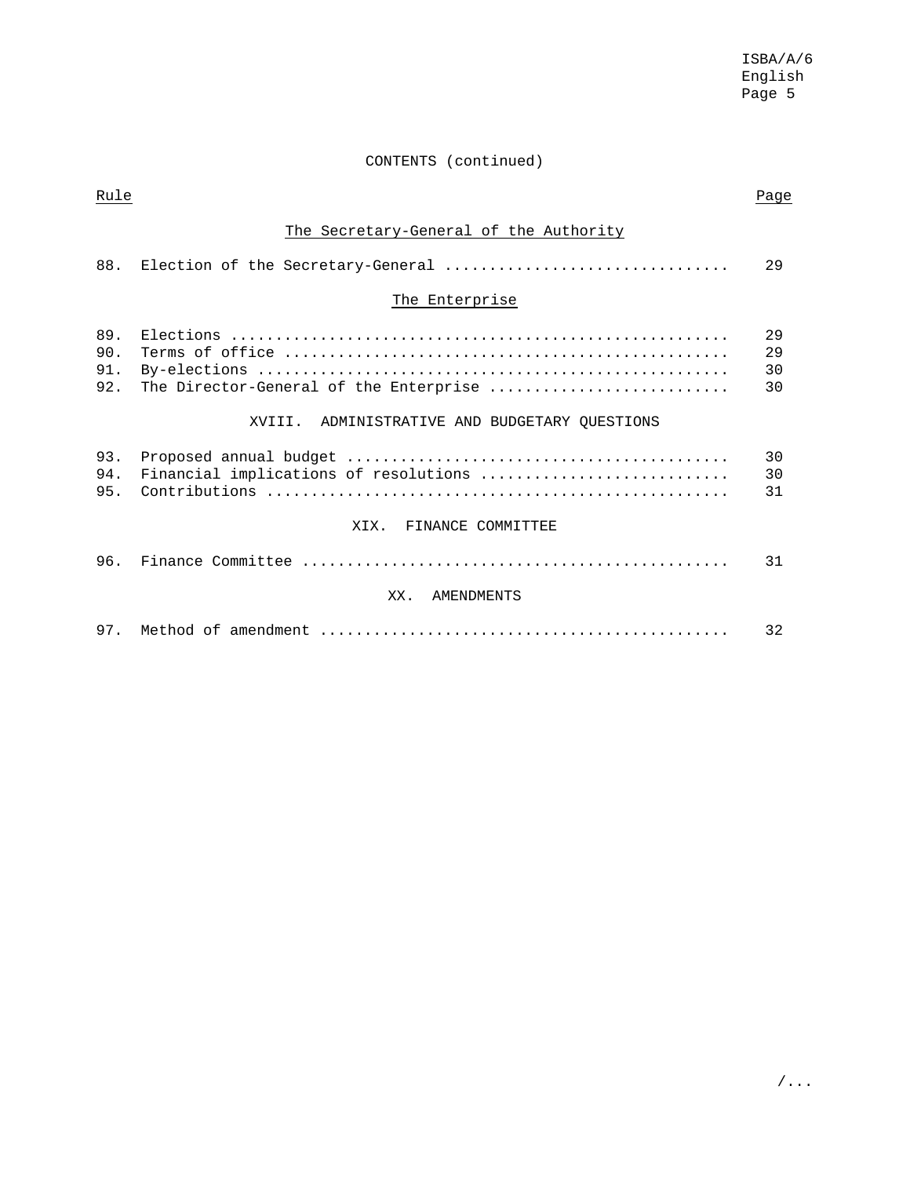CONTENTS (continued)

| Rule | | Page |
|---|---|---|
| | *The Secretary-General of the Authority* | |
| 88. | Election of the Secretary-General | 29 |
| | *The Enterprise* | |
| 89. | Elections | 29 |
| 90. | Terms of office | 29 |
| 91. | By-elections | 30 |
| 92. | The Director-General of the Enterprise | 30 |
| | XVIII. ADMINISTRATIVE AND BUDGETARY QUESTIONS | |
| 93. | Proposed annual budget | 30 |
| 94. | Financial implications of resolutions | 30 |
| 95. | Contributions | 31 |
| | XIX. FINANCE COMMITTEE | |
| 96. | Finance Committee | 31 |
| | XX. AMENDMENTS | |
| 97. | Method of amendment | 32 |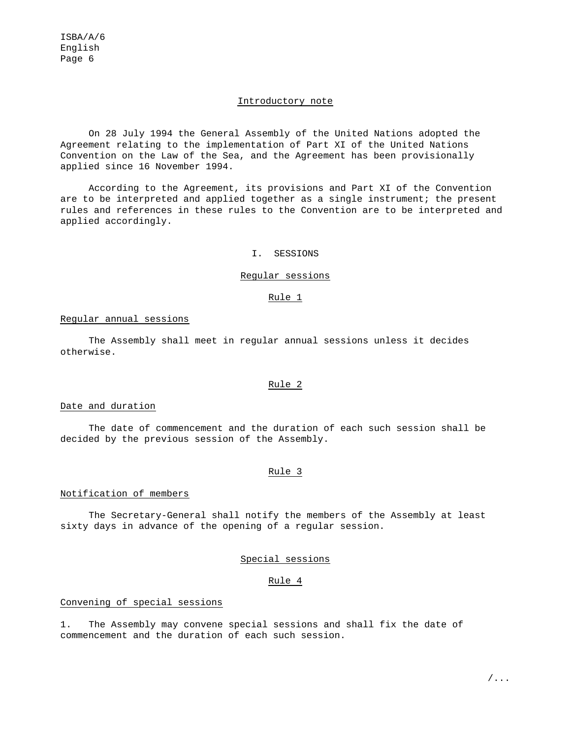## Introductory note

On 28 July 1994 the General Assembly of the United Nations adopted the Agreement relating to the implementation of Part XI of the United Nations Convention on the Law of the Sea, and the Agreement has been provisionally applied since 16 November 1994.

According to the Agreement, its provisions and Part XI of the Convention are to be interpreted and applied together as a single instrument; the present rules and references in these rules to the Convention are to be interpreted and applied accordingly.

# I. SESSIONS

## Regular sessions

### Rule 1

#### Regular annual sessions

The Assembly shall meet in regular annual sessions unless it decides otherwise.

### Rule 2

#### Date and duration

The date of commencement and the duration of each such session shall be decided by the previous session of the Assembly.

### Rule 3

#### Notification of members

The Secretary-General shall notify the members of the Assembly at least sixty days in advance of the opening of a regular session.

## Special sessions

### Rule 4

#### Convening of special sessions

1. The Assembly may convene special sessions and shall fix the date of commencement and the duration of each such session.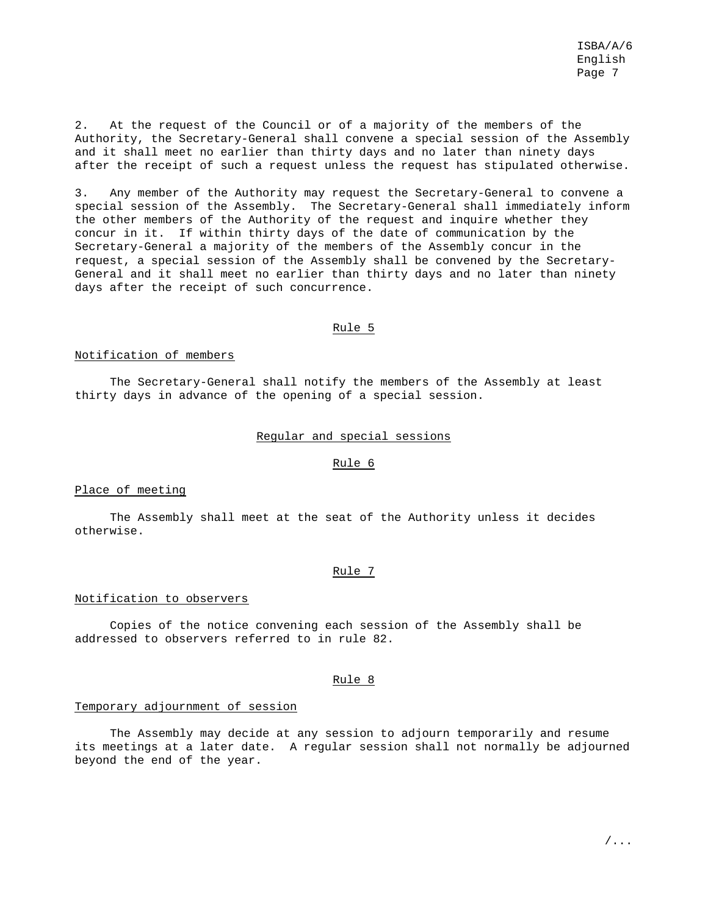2. At the request of the Council or of a majority of the members of the Authority, the Secretary-General shall convene a special session of the Assembly and it shall meet no earlier than thirty days and no later than ninety days after the receipt of such a request unless the request has stipulated otherwise.

3. Any member of the Authority may request the Secretary-General to convene a special session of the Assembly. The Secretary-General shall immediately inform the other members of the Authority of the request and inquire whether they concur in it. If within thirty days of the date of communication by the Secretary-General a majority of the members of the Assembly concur in the request, a special session of the Assembly shall be convened by the Secretary-General and it shall meet no earlier than thirty days and no later than ninety days after the receipt of such concurrence.

### Rule 5

#### Notification of members

The Secretary-General shall notify the members of the Assembly at least thirty days in advance of the opening of a special session.

## Regular and special sessions

### Rule 6

#### Place of meeting

The Assembly shall meet at the seat of the Authority unless it decides otherwise.

### Rule 7

#### Notification to observers

Copies of the notice convening each session of the Assembly shall be addressed to observers referred to in rule 82.

### Rule 8

#### Temporary adjournment of session

The Assembly may decide at any session to adjourn temporarily and resume its meetings at a later date. A regular session shall not normally be adjourned beyond the end of the year.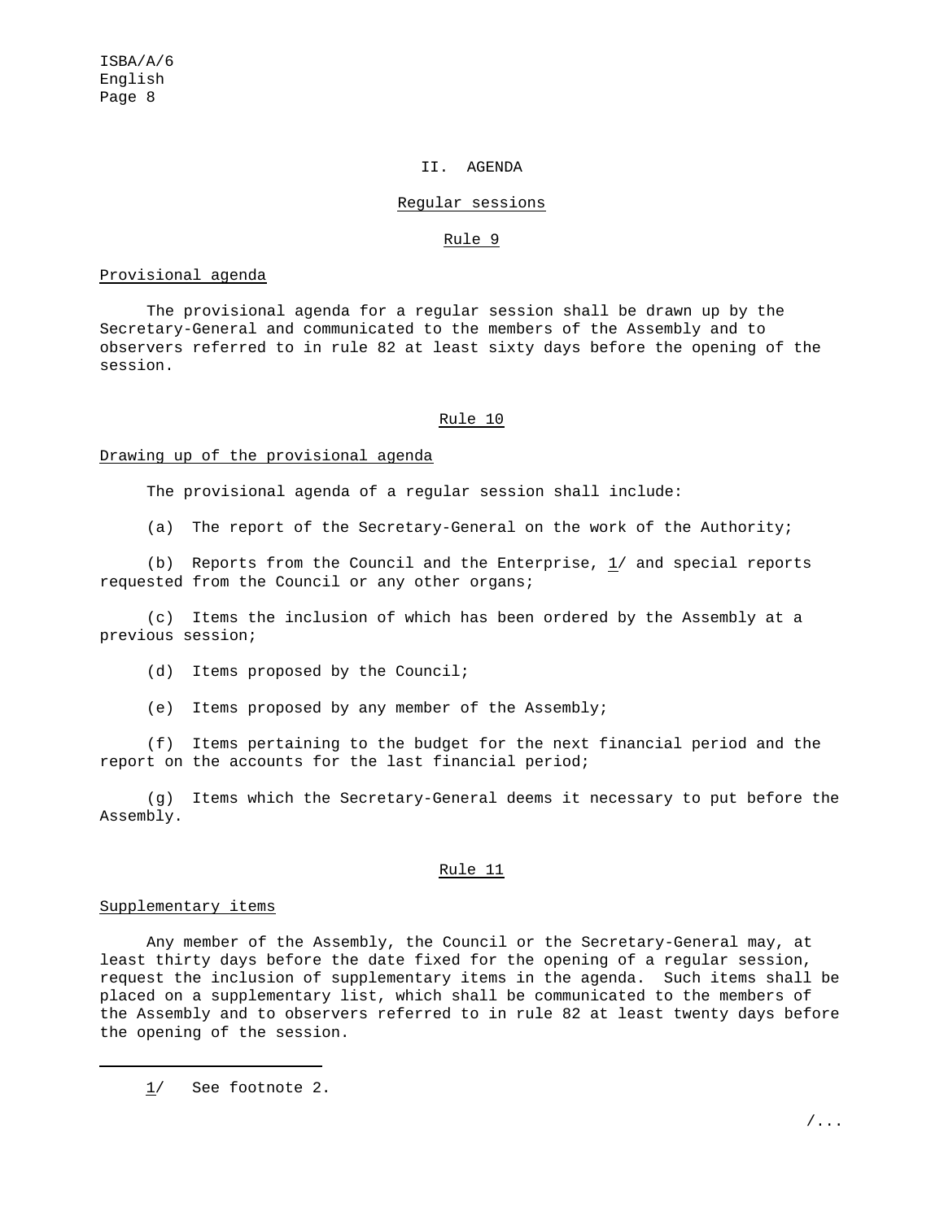## II. AGENDA

### Regular sessions

#### Rule 9

Provisional agenda

The provisional agenda for a regular session shall be drawn up by the Secretary-General and communicated to the members of the Assembly and to observers referred to in rule 82 at least sixty days before the opening of the session.

#### Rule 10

Drawing up of the provisional agenda

The provisional agenda of a regular session shall include:

(a) The report of the Secretary-General on the work of the Authority;

(b) Reports from the Council and the Enterprise, 1/ and special reports requested from the Council or any other organs;

(c) Items the inclusion of which has been ordered by the Assembly at a previous session;

(d) Items proposed by the Council;

(e) Items proposed by any member of the Assembly;

(f) Items pertaining to the budget for the next financial period and the report on the accounts for the last financial period;

(g) Items which the Secretary-General deems it necessary to put before the Assembly.

#### Rule 11

Supplementary items

Any member of the Assembly, the Council or the Secretary-General may, at least thirty days before the date fixed for the opening of a regular session, request the inclusion of supplementary items in the agenda. Such items shall be placed on a supplementary list, which shall be communicated to the members of the Assembly and to observers referred to in rule 82 at least twenty days before the opening of the session.

---

1/ See footnote 2.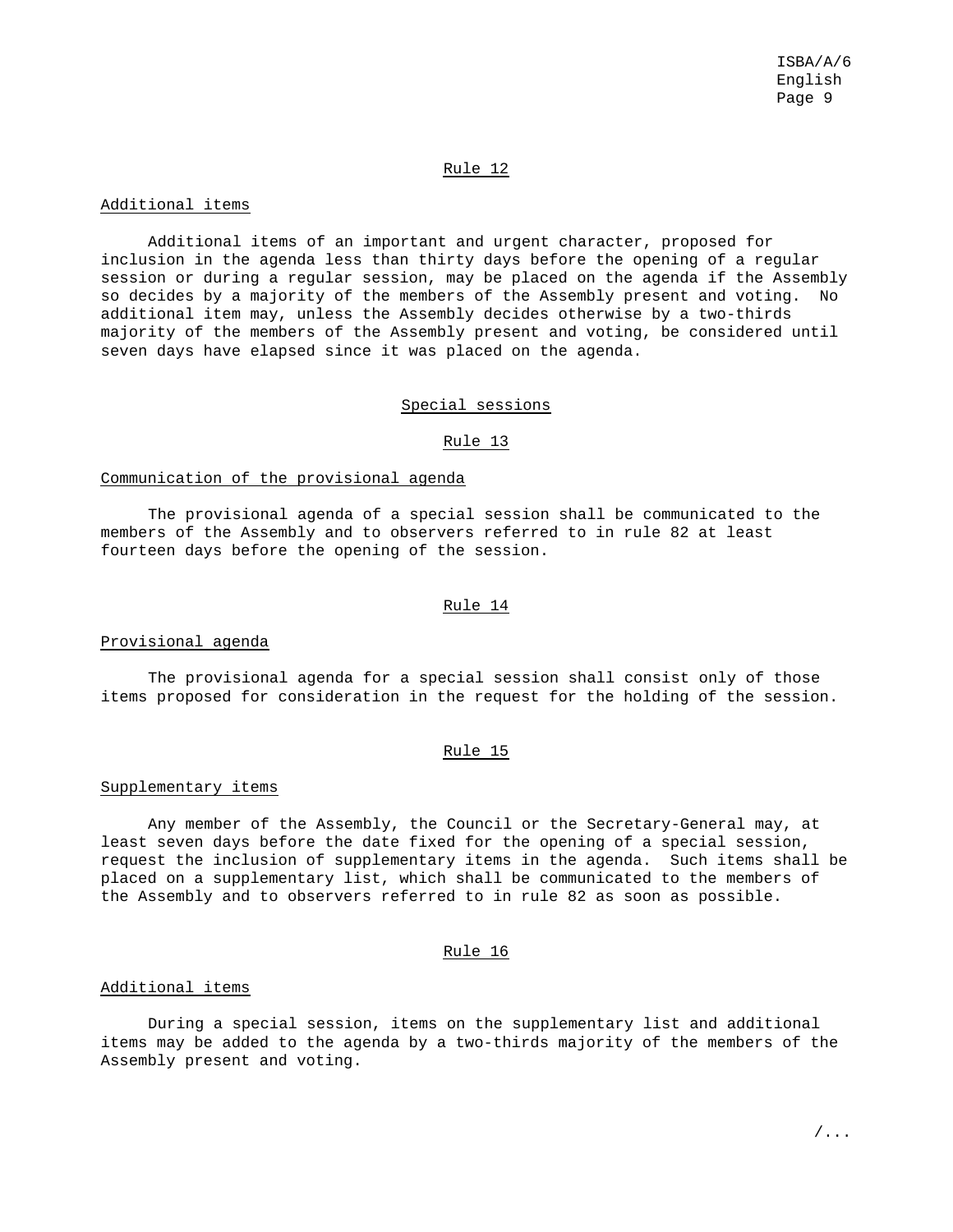### Rule 12

#### Additional items

Additional items of an important and urgent character, proposed for inclusion in the agenda less than thirty days before the opening of a regular session or during a regular session, may be placed on the agenda if the Assembly so decides by a majority of the members of the Assembly present and voting. No additional item may, unless the Assembly decides otherwise by a two-thirds majority of the members of the Assembly present and voting, be considered until seven days have elapsed since it was placed on the agenda.

## Special sessions

### Rule 13

#### Communication of the provisional agenda

The provisional agenda of a special session shall be communicated to the members of the Assembly and to observers referred to in rule 82 at least fourteen days before the opening of the session.

### Rule 14

#### Provisional agenda

The provisional agenda for a special session shall consist only of those items proposed for consideration in the request for the holding of the session.

### Rule 15

#### Supplementary items

Any member of the Assembly, the Council or the Secretary-General may, at least seven days before the date fixed for the opening of a special session, request the inclusion of supplementary items in the agenda. Such items shall be placed on a supplementary list, which shall be communicated to the members of the Assembly and to observers referred to in rule 82 as soon as possible.

### Rule 16

#### Additional items

During a special session, items on the supplementary list and additional items may be added to the agenda by a two-thirds majority of the members of the Assembly present and voting.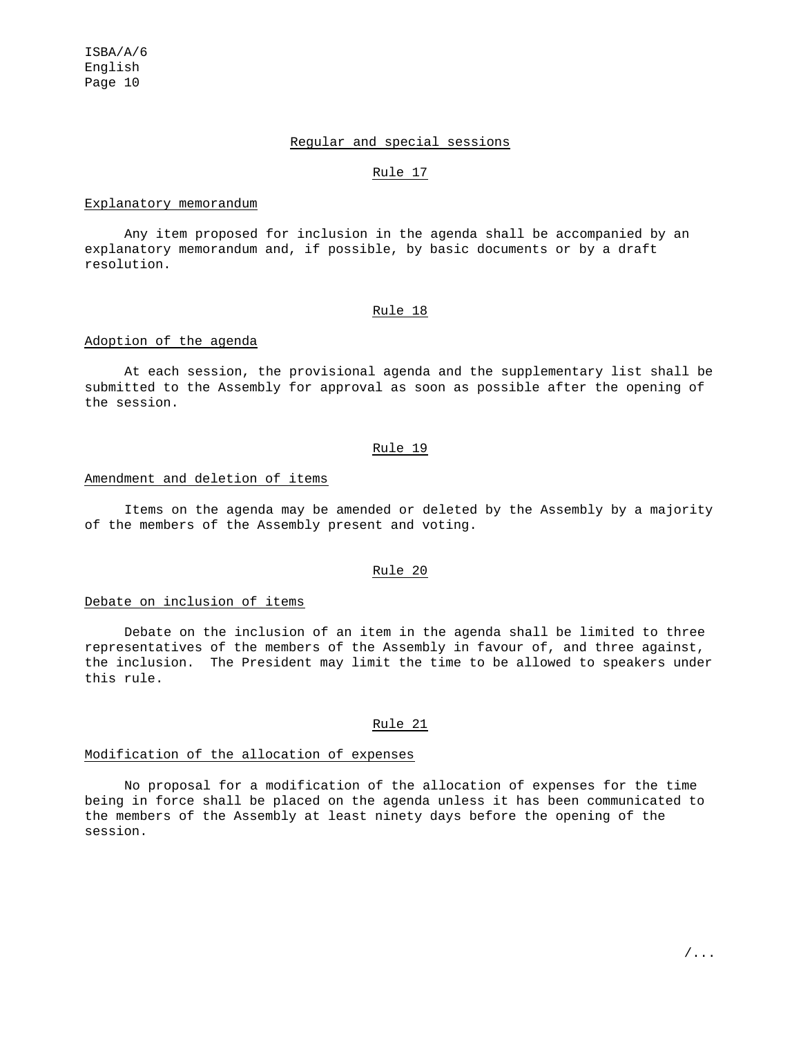## Regular and special sessions

### Rule 17

*Explanatory memorandum*

Any item proposed for inclusion in the agenda shall be accompanied by an explanatory memorandum and, if possible, by basic documents or by a draft resolution.

### Rule 18

*Adoption of the agenda*

At each session, the provisional agenda and the supplementary list shall be submitted to the Assembly for approval as soon as possible after the opening of the session.

### Rule 19

*Amendment and deletion of items*

Items on the agenda may be amended or deleted by the Assembly by a majority of the members of the Assembly present and voting.

### Rule 20

*Debate on inclusion of items*

Debate on the inclusion of an item in the agenda shall be limited to three representatives of the members of the Assembly in favour of, and three against, the inclusion. The President may limit the time to be allowed to speakers under this rule.

### Rule 21

*Modification of the allocation of expenses*

No proposal for a modification of the allocation of expenses for the time being in force shall be placed on the agenda unless it has been communicated to the members of the Assembly at least ninety days before the opening of the session.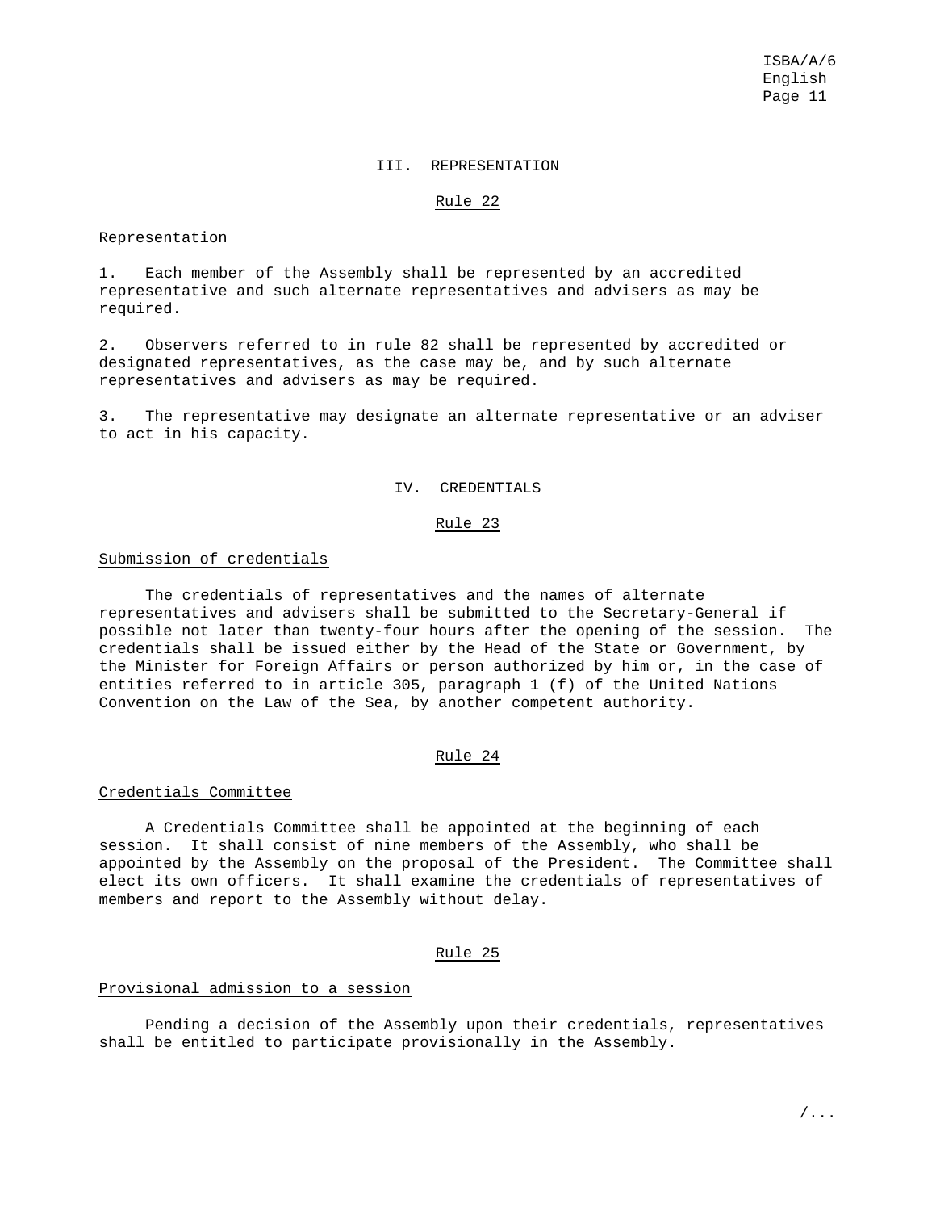## III. REPRESENTATION

### Rule 22

Representation

1. Each member of the Assembly shall be represented by an accredited representative and such alternate representatives and advisers as may be required.

2. Observers referred to in rule 82 shall be represented by accredited or designated representatives, as the case may be, and by such alternate representatives and advisers as may be required.

3. The representative may designate an alternate representative or an adviser to act in his capacity.

## IV. CREDENTIALS

### Rule 23

Submission of credentials

The credentials of representatives and the names of alternate representatives and advisers shall be submitted to the Secretary-General if possible not later than twenty-four hours after the opening of the session. The credentials shall be issued either by the Head of the State or Government, by the Minister for Foreign Affairs or person authorized by him or, in the case of entities referred to in article 305, paragraph 1 (f) of the United Nations Convention on the Law of the Sea, by another competent authority.

### Rule 24

Credentials Committee

A Credentials Committee shall be appointed at the beginning of each session. It shall consist of nine members of the Assembly, who shall be appointed by the Assembly on the proposal of the President. The Committee shall elect its own officers. It shall examine the credentials of representatives of members and report to the Assembly without delay.

### Rule 25

Provisional admission to a session

Pending a decision of the Assembly upon their credentials, representatives shall be entitled to participate provisionally in the Assembly.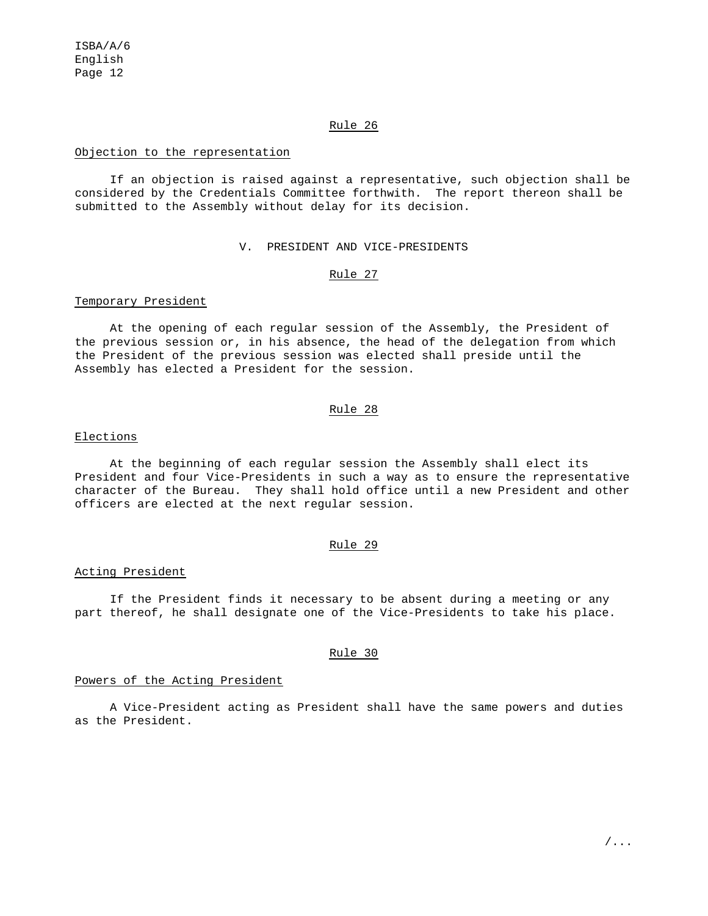### Rule 26

Objection to the representation

If an objection is raised against a representative, such objection shall be considered by the Credentials Committee forthwith. The report thereon shall be submitted to the Assembly without delay for its decision.

## V. PRESIDENT AND VICE-PRESIDENTS

### Rule 27

Temporary President

At the opening of each regular session of the Assembly, the President of the previous session or, in his absence, the head of the delegation from which the President of the previous session was elected shall preside until the Assembly has elected a President for the session.

### Rule 28

Elections

At the beginning of each regular session the Assembly shall elect its President and four Vice-Presidents in such a way as to ensure the representative character of the Bureau. They shall hold office until a new President and other officers are elected at the next regular session.

### Rule 29

Acting President

If the President finds it necessary to be absent during a meeting or any part thereof, he shall designate one of the Vice-Presidents to take his place.

### Rule 30

Powers of the Acting President

A Vice-President acting as President shall have the same powers and duties as the President.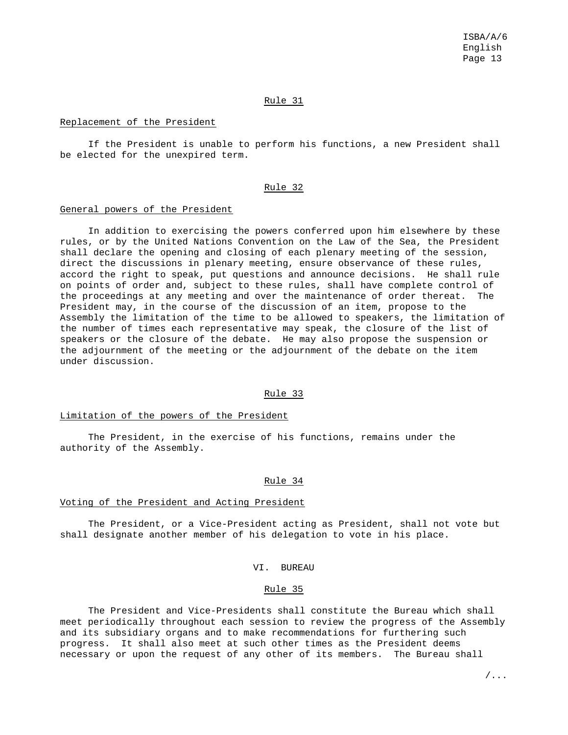Rule 31

Replacement of the President

If the President is unable to perform his functions, a new President shall be elected for the unexpired term.

Rule 32

General powers of the President

In addition to exercising the powers conferred upon him elsewhere by these rules, or by the United Nations Convention on the Law of the Sea, the President shall declare the opening and closing of each plenary meeting of the session, direct the discussions in plenary meeting, ensure observance of these rules, accord the right to speak, put questions and announce decisions. He shall rule on points of order and, subject to these rules, shall have complete control of the proceedings at any meeting and over the maintenance of order thereat. The President may, in the course of the discussion of an item, propose to the Assembly the limitation of the time to be allowed to speakers, the limitation of the number of times each representative may speak, the closure of the list of speakers or the closure of the debate. He may also propose the suspension or the adjournment of the meeting or the adjournment of the debate on the item under discussion.

Rule 33

Limitation of the powers of the President

The President, in the exercise of his functions, remains under the authority of the Assembly.

Rule 34

Voting of the President and Acting President

The President, or a Vice-President acting as President, shall not vote but shall designate another member of his delegation to vote in his place.

## VI. BUREAU

Rule 35

The President and Vice-Presidents shall constitute the Bureau which shall meet periodically throughout each session to review the progress of the Assembly and its subsidiary organs and to make recommendations for furthering such progress. It shall also meet at such other times as the President deems necessary or upon the request of any other of its members. The Bureau shall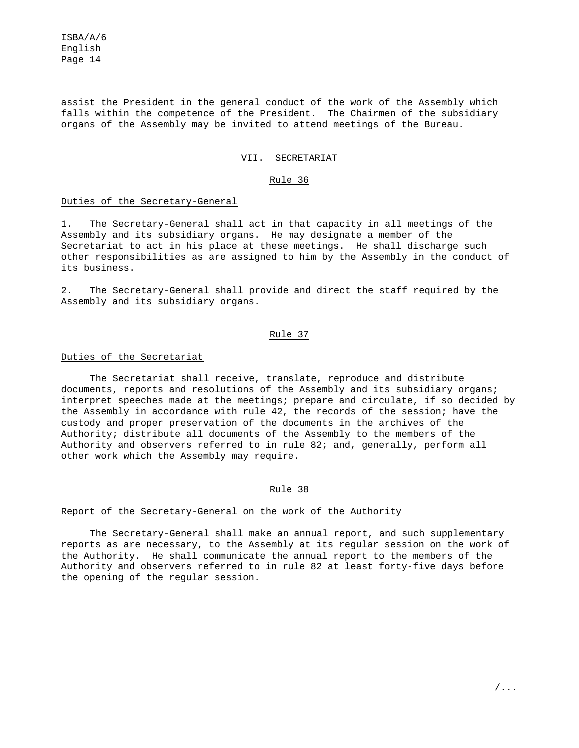assist the President in the general conduct of the work of the Assembly which falls within the competence of the President. The Chairmen of the subsidiary organs of the Assembly may be invited to attend meetings of the Bureau.

## VII. SECRETARIAT

### Rule 36

#### Duties of the Secretary-General

1. The Secretary-General shall act in that capacity in all meetings of the Assembly and its subsidiary organs. He may designate a member of the Secretariat to act in his place at these meetings. He shall discharge such other responsibilities as are assigned to him by the Assembly in the conduct of its business.

2. The Secretary-General shall provide and direct the staff required by the Assembly and its subsidiary organs.

### Rule 37

#### Duties of the Secretariat

The Secretariat shall receive, translate, reproduce and distribute documents, reports and resolutions of the Assembly and its subsidiary organs; interpret speeches made at the meetings; prepare and circulate, if so decided by the Assembly in accordance with rule 42, the records of the session; have the custody and proper preservation of the documents in the archives of the Authority; distribute all documents of the Assembly to the members of the Authority and observers referred to in rule 82; and, generally, perform all other work which the Assembly may require.

### Rule 38

#### Report of the Secretary-General on the work of the Authority

The Secretary-General shall make an annual report, and such supplementary reports as are necessary, to the Assembly at its regular session on the work of the Authority. He shall communicate the annual report to the members of the Authority and observers referred to in rule 82 at least forty-five days before the opening of the regular session.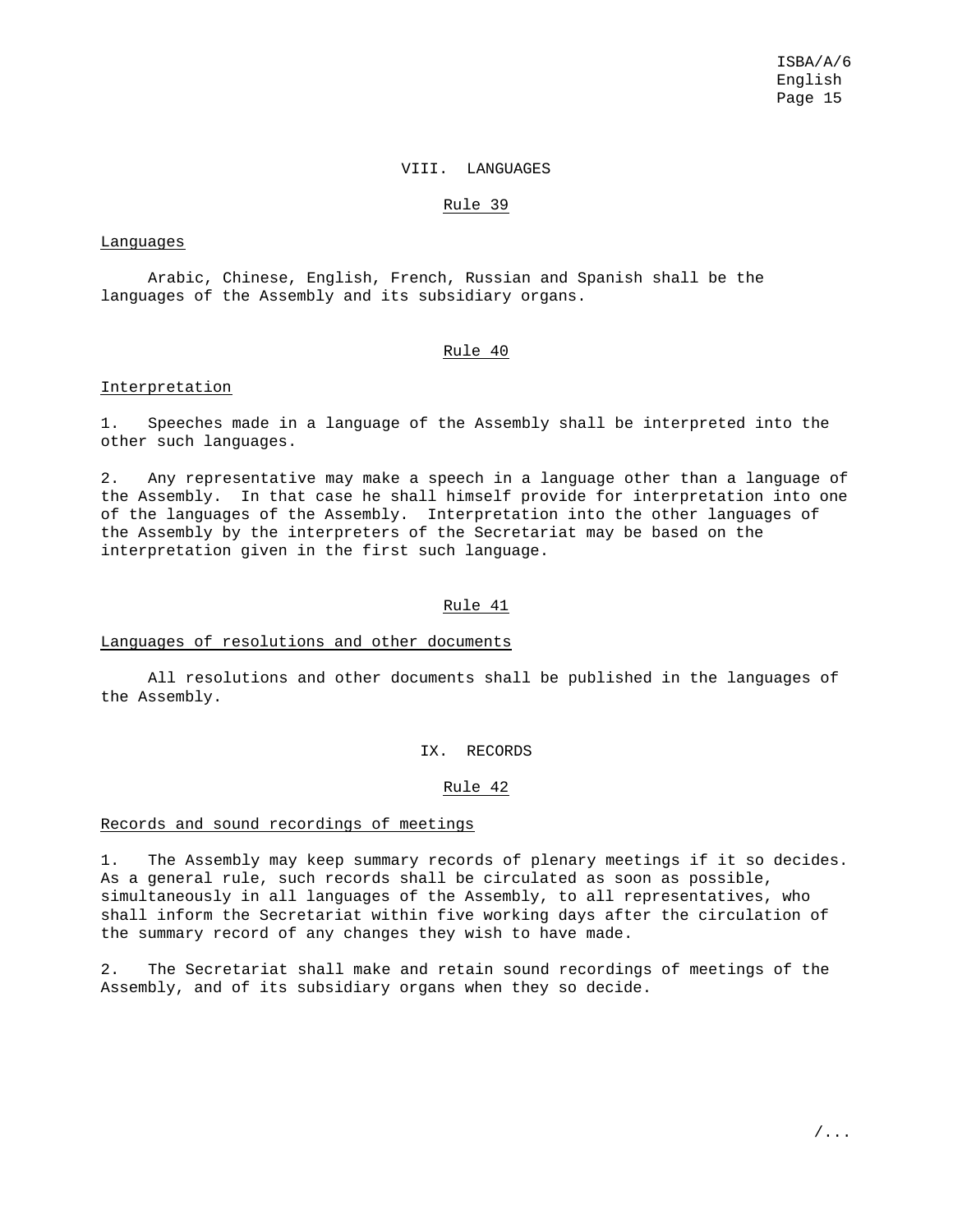## VIII. LANGUAGES

### Rule 39

Languages

Arabic, Chinese, English, French, Russian and Spanish shall be the languages of the Assembly and its subsidiary organs.

### Rule 40

Interpretation

1. Speeches made in a language of the Assembly shall be interpreted into the other such languages.

2. Any representative may make a speech in a language other than a language of the Assembly. In that case he shall himself provide for interpretation into one of the languages of the Assembly. Interpretation into the other languages of the Assembly by the interpreters of the Secretariat may be based on the interpretation given in the first such language.

### Rule 41

Languages of resolutions and other documents

All resolutions and other documents shall be published in the languages of the Assembly.

## IX. RECORDS

### Rule 42

Records and sound recordings of meetings

1. The Assembly may keep summary records of plenary meetings if it so decides. As a general rule, such records shall be circulated as soon as possible, simultaneously in all languages of the Assembly, to all representatives, who shall inform the Secretariat within five working days after the circulation of the summary record of any changes they wish to have made.

2. The Secretariat shall make and retain sound recordings of meetings of the Assembly, and of its subsidiary organs when they so decide.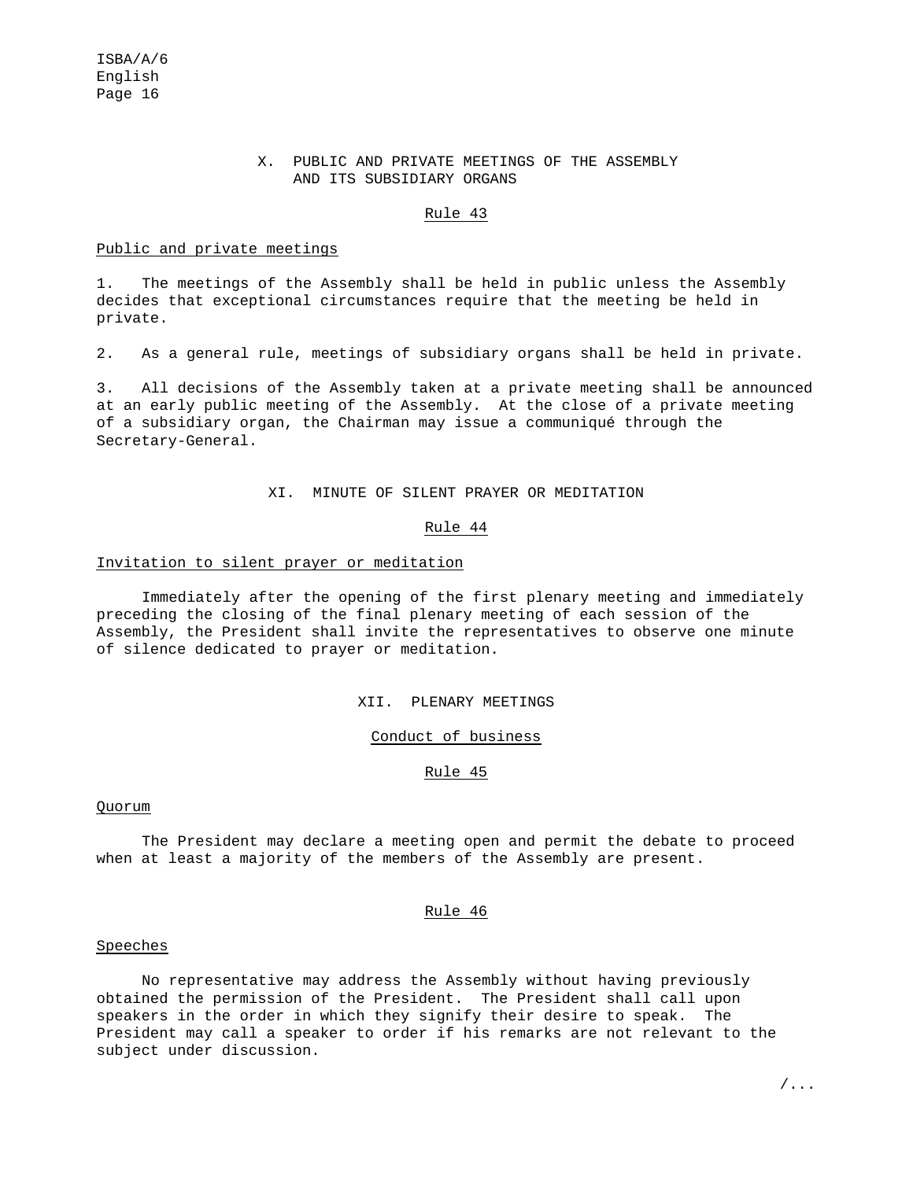## X. PUBLIC AND PRIVATE MEETINGS OF THE ASSEMBLY AND ITS SUBSIDIARY ORGANS

### Rule 43

#### Public and private meetings

1. The meetings of the Assembly shall be held in public unless the Assembly decides that exceptional circumstances require that the meeting be held in private.

2. As a general rule, meetings of subsidiary organs shall be held in private.

3. All decisions of the Assembly taken at a private meeting shall be announced at an early public meeting of the Assembly. At the close of a private meeting of a subsidiary organ, the Chairman may issue a communiqué through the Secretary-General.

## XI. MINUTE OF SILENT PRAYER OR MEDITATION

### Rule 44

#### Invitation to silent prayer or meditation

Immediately after the opening of the first plenary meeting and immediately preceding the closing of the final plenary meeting of each session of the Assembly, the President shall invite the representatives to observe one minute of silence dedicated to prayer or meditation.

## XII. PLENARY MEETINGS

### Conduct of business

### Rule 45

#### Quorum

The President may declare a meeting open and permit the debate to proceed when at least a majority of the members of the Assembly are present.

### Rule 46

#### Speeches

No representative may address the Assembly without having previously obtained the permission of the President. The President shall call upon speakers in the order in which they signify their desire to speak. The President may call a speaker to order if his remarks are not relevant to the subject under discussion.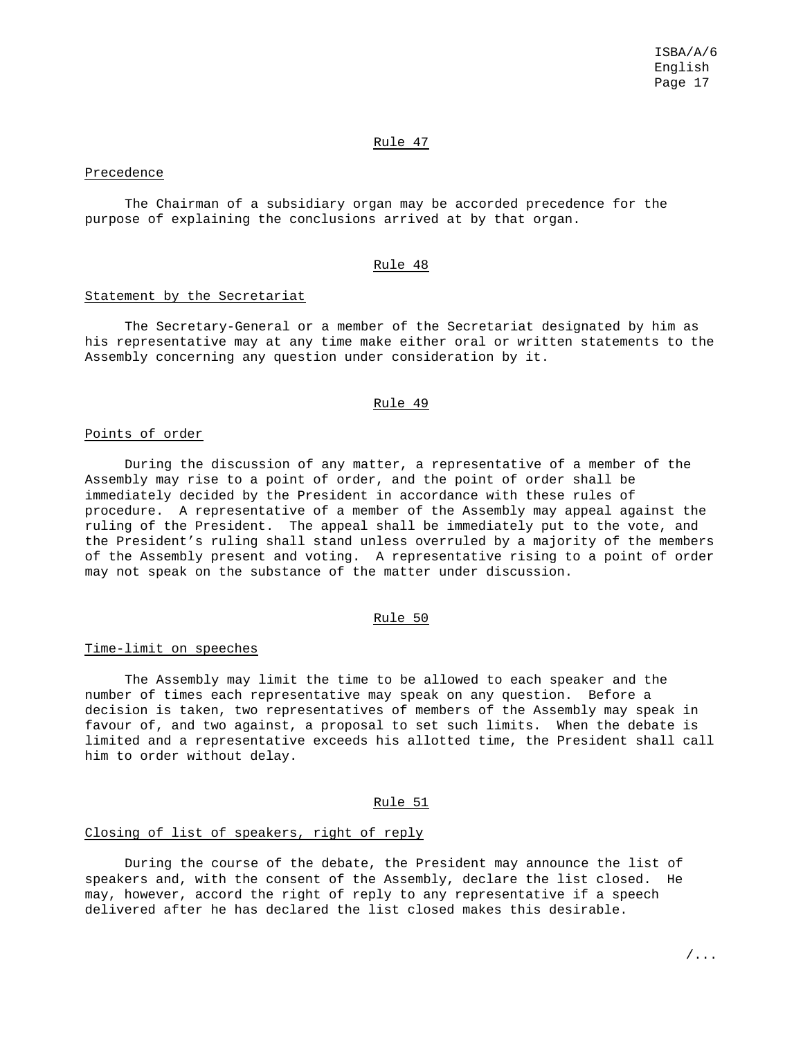## Rule 47

### Precedence

The Chairman of a subsidiary organ may be accorded precedence for the purpose of explaining the conclusions arrived at by that organ.

## Rule 48

### Statement by the Secretariat

The Secretary-General or a member of the Secretariat designated by him as his representative may at any time make either oral or written statements to the Assembly concerning any question under consideration by it.

## Rule 49

### Points of order

During the discussion of any matter, a representative of a member of the Assembly may rise to a point of order, and the point of order shall be immediately decided by the President in accordance with these rules of procedure. A representative of a member of the Assembly may appeal against the ruling of the President. The appeal shall be immediately put to the vote, and the President's ruling shall stand unless overruled by a majority of the members of the Assembly present and voting. A representative rising to a point of order may not speak on the substance of the matter under discussion.

## Rule 50

### Time-limit on speeches

The Assembly may limit the time to be allowed to each speaker and the number of times each representative may speak on any question. Before a decision is taken, two representatives of members of the Assembly may speak in favour of, and two against, a proposal to set such limits. When the debate is limited and a representative exceeds his allotted time, the President shall call him to order without delay.

## Rule 51

### Closing of list of speakers, right of reply

During the course of the debate, the President may announce the list of speakers and, with the consent of the Assembly, declare the list closed. He may, however, accord the right of reply to any representative if a speech delivered after he has declared the list closed makes this desirable.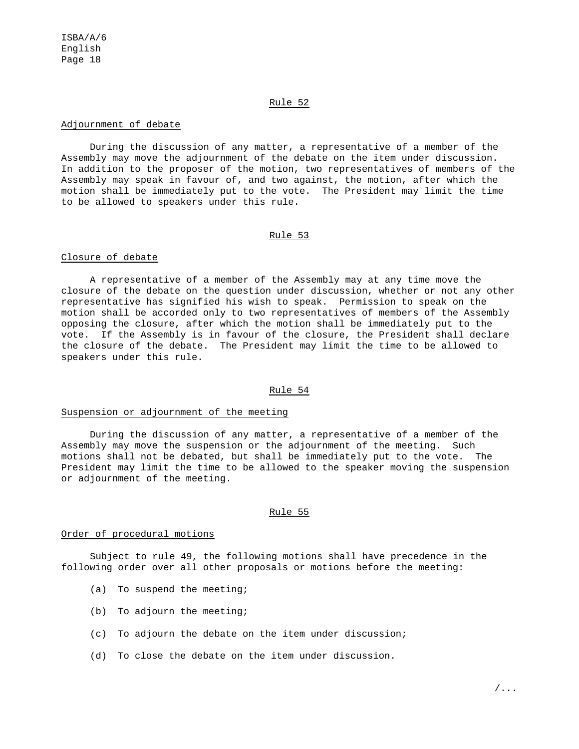### Rule 52

#### Adjournment of debate

During the discussion of any matter, a representative of a member of the Assembly may move the adjournment of the debate on the item under discussion. In addition to the proposer of the motion, two representatives of members of the Assembly may speak in favour of, and two against, the motion, after which the motion shall be immediately put to the vote. The President may limit the time to be allowed to speakers under this rule.

### Rule 53

#### Closure of debate

A representative of a member of the Assembly may at any time move the closure of the debate on the question under discussion, whether or not any other representative has signified his wish to speak. Permission to speak on the motion shall be accorded only to two representatives of members of the Assembly opposing the closure, after which the motion shall be immediately put to the vote. If the Assembly is in favour of the closure, the President shall declare the closure of the debate. The President may limit the time to be allowed to speakers under this rule.

### Rule 54

#### Suspension or adjournment of the meeting

During the discussion of any matter, a representative of a member of the Assembly may move the suspension or the adjournment of the meeting. Such motions shall not be debated, but shall be immediately put to the vote. The President may limit the time to be allowed to the speaker moving the suspension or adjournment of the meeting.

### Rule 55

#### Order of procedural motions

Subject to rule 49, the following motions shall have precedence in the following order over all other proposals or motions before the meeting:

(a) To suspend the meeting;

(b) To adjourn the meeting;

(c) To adjourn the debate on the item under discussion;

(d) To close the debate on the item under discussion.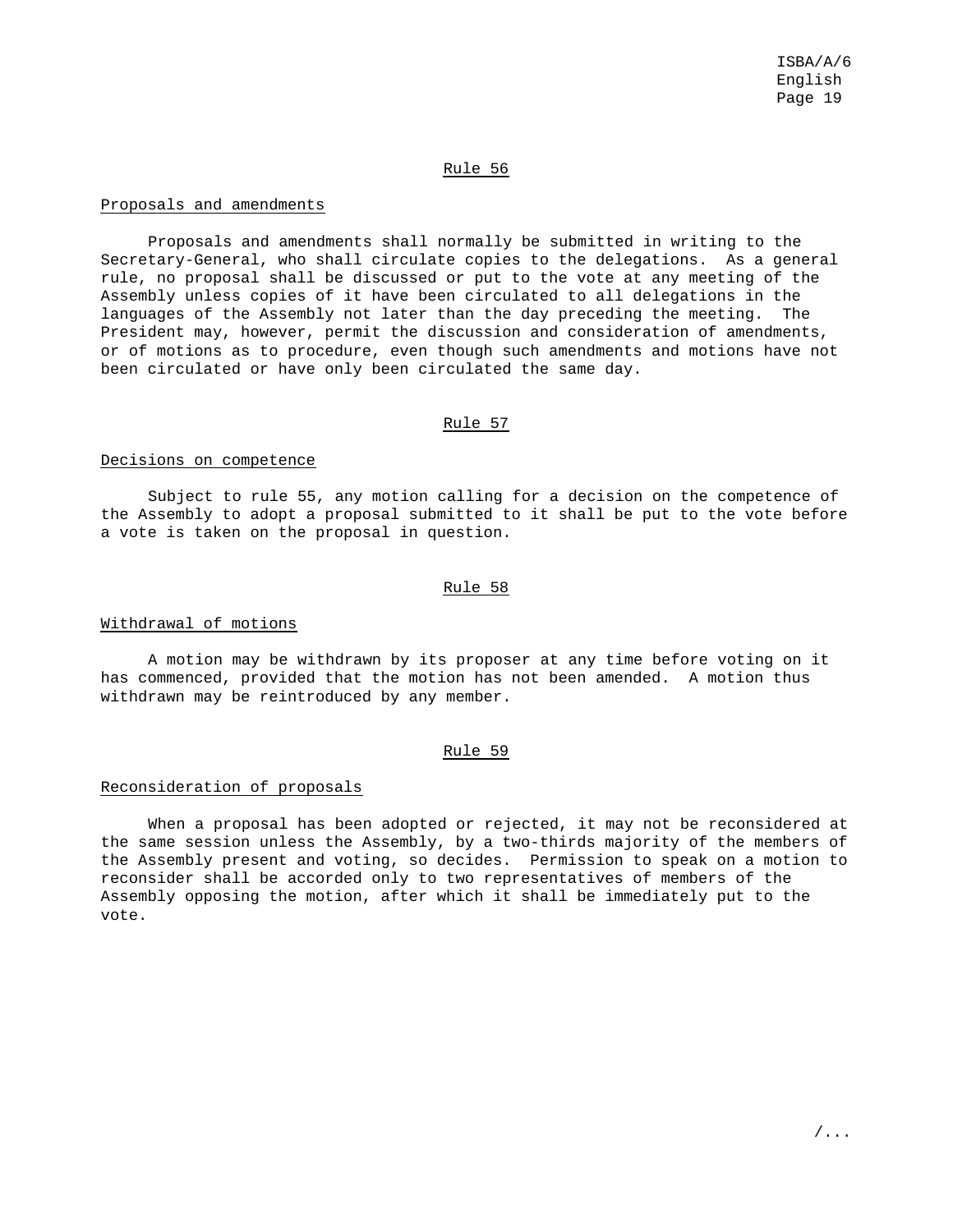## Rule 56

### Proposals and amendments

Proposals and amendments shall normally be submitted in writing to the Secretary-General, who shall circulate copies to the delegations. As a general rule, no proposal shall be discussed or put to the vote at any meeting of the Assembly unless copies of it have been circulated to all delegations in the languages of the Assembly not later than the day preceding the meeting. The President may, however, permit the discussion and consideration of amendments, or of motions as to procedure, even though such amendments and motions have not been circulated or have only been circulated the same day.

## Rule 57

### Decisions on competence

Subject to rule 55, any motion calling for a decision on the competence of the Assembly to adopt a proposal submitted to it shall be put to the vote before a vote is taken on the proposal in question.

## Rule 58

### Withdrawal of motions

A motion may be withdrawn by its proposer at any time before voting on it has commenced, provided that the motion has not been amended. A motion thus withdrawn may be reintroduced by any member.

## Rule 59

### Reconsideration of proposals

When a proposal has been adopted or rejected, it may not be reconsidered at the same session unless the Assembly, by a two-thirds majority of the members of the Assembly present and voting, so decides. Permission to speak on a motion to reconsider shall be accorded only to two representatives of members of the Assembly opposing the motion, after which it shall be immediately put to the vote.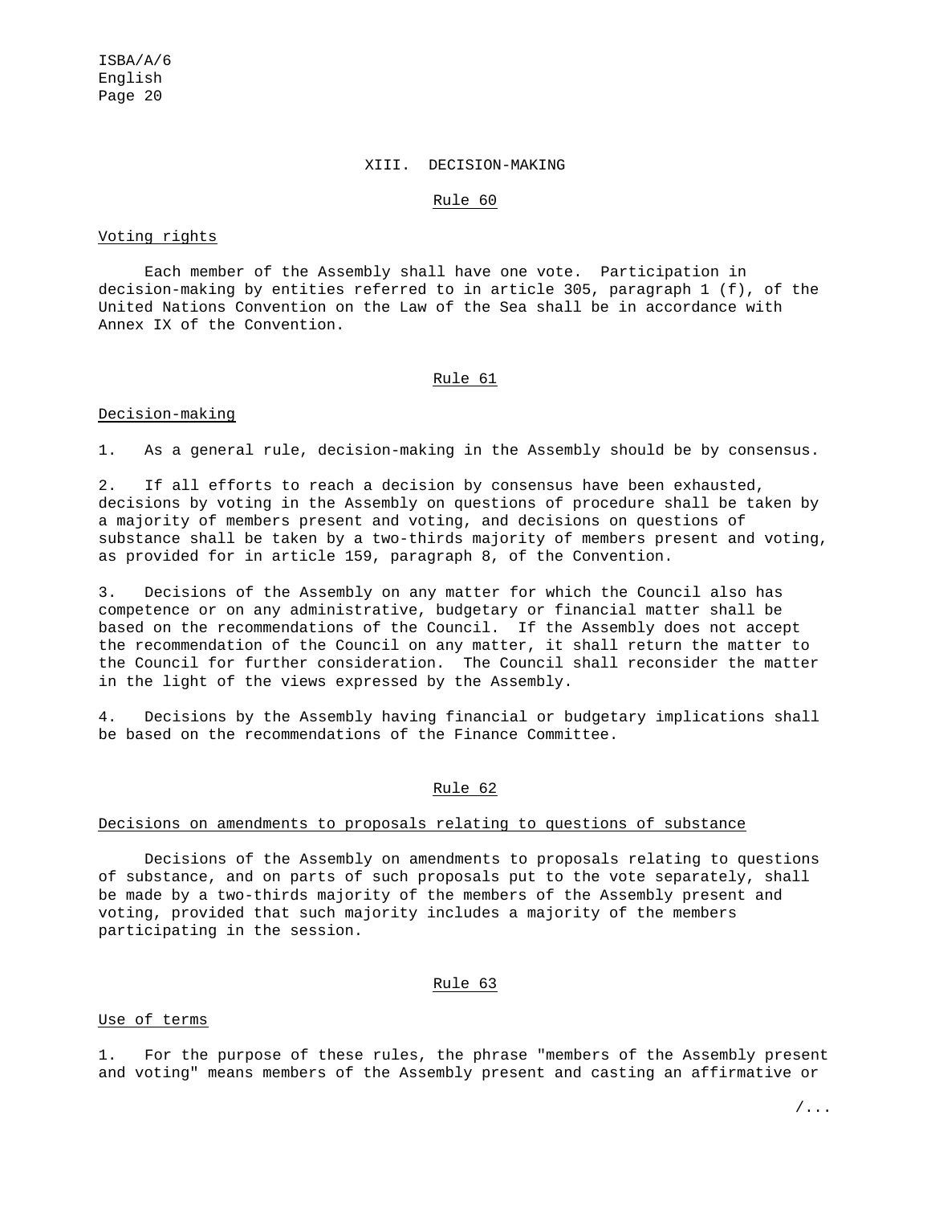## XIII. DECISION-MAKING

### Rule 60

#### Voting rights

Each member of the Assembly shall have one vote. Participation in decision-making by entities referred to in article 305, paragraph 1 (f), of the United Nations Convention on the Law of the Sea shall be in accordance with Annex IX of the Convention.

### Rule 61

#### Decision-making

1. As a general rule, decision-making in the Assembly should be by consensus.

2. If all efforts to reach a decision by consensus have been exhausted, decisions by voting in the Assembly on questions of procedure shall be taken by a majority of members present and voting, and decisions on questions of substance shall be taken by a two-thirds majority of members present and voting, as provided for in article 159, paragraph 8, of the Convention.

3. Decisions of the Assembly on any matter for which the Council also has competence or on any administrative, budgetary or financial matter shall be based on the recommendations of the Council. If the Assembly does not accept the recommendation of the Council on any matter, it shall return the matter to the Council for further consideration. The Council shall reconsider the matter in the light of the views expressed by the Assembly.

4. Decisions by the Assembly having financial or budgetary implications shall be based on the recommendations of the Finance Committee.

### Rule 62

#### Decisions on amendments to proposals relating to questions of substance

Decisions of the Assembly on amendments to proposals relating to questions of substance, and on parts of such proposals put to the vote separately, shall be made by a two-thirds majority of the members of the Assembly present and voting, provided that such majority includes a majority of the members participating in the session.

### Rule 63

#### Use of terms

1. For the purpose of these rules, the phrase "members of the Assembly present and voting" means members of the Assembly present and casting an affirmative or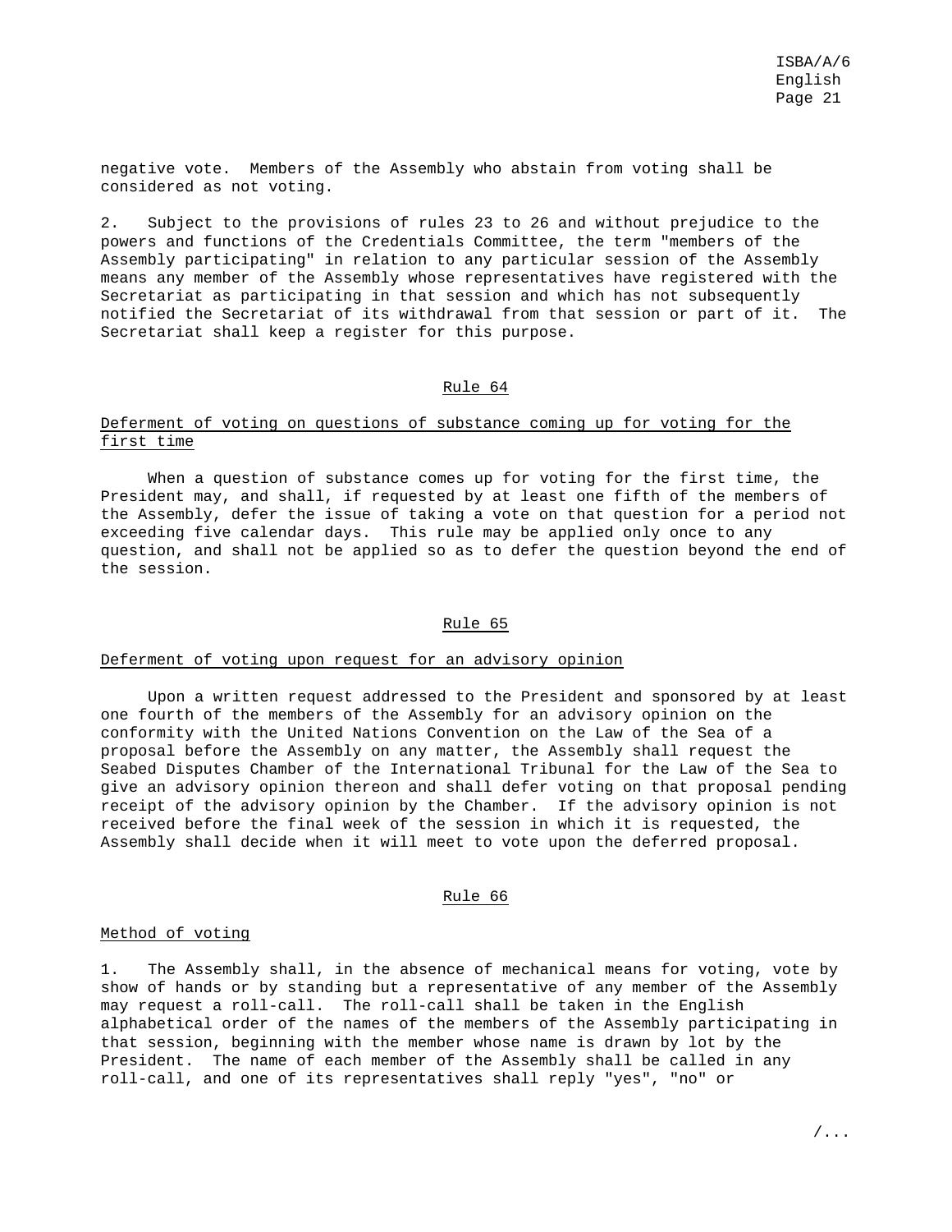negative vote. Members of the Assembly who abstain from voting shall be considered as not voting.

2. Subject to the provisions of rules 23 to 26 and without prejudice to the powers and functions of the Credentials Committee, the term "members of the Assembly participating" in relation to any particular session of the Assembly means any member of the Assembly whose representatives have registered with the Secretariat as participating in that session and which has not subsequently notified the Secretariat of its withdrawal from that session or part of it. The Secretariat shall keep a register for this purpose.

## Rule 64

### Deferment of voting on questions of substance coming up for voting for the first time

When a question of substance comes up for voting for the first time, the President may, and shall, if requested by at least one fifth of the members of the Assembly, defer the issue of taking a vote on that question for a period not exceeding five calendar days. This rule may be applied only once to any question, and shall not be applied so as to defer the question beyond the end of the session.

## Rule 65

### Deferment of voting upon request for an advisory opinion

Upon a written request addressed to the President and sponsored by at least one fourth of the members of the Assembly for an advisory opinion on the conformity with the United Nations Convention on the Law of the Sea of a proposal before the Assembly on any matter, the Assembly shall request the Seabed Disputes Chamber of the International Tribunal for the Law of the Sea to give an advisory opinion thereon and shall defer voting on that proposal pending receipt of the advisory opinion by the Chamber. If the advisory opinion is not received before the final week of the session in which it is requested, the Assembly shall decide when it will meet to vote upon the deferred proposal.

## Rule 66

### Method of voting

1. The Assembly shall, in the absence of mechanical means for voting, vote by show of hands or by standing but a representative of any member of the Assembly may request a roll-call. The roll-call shall be taken in the English alphabetical order of the names of the members of the Assembly participating in that session, beginning with the member whose name is drawn by lot by the President. The name of each member of the Assembly shall be called in any roll-call, and one of its representatives shall reply "yes", "no" or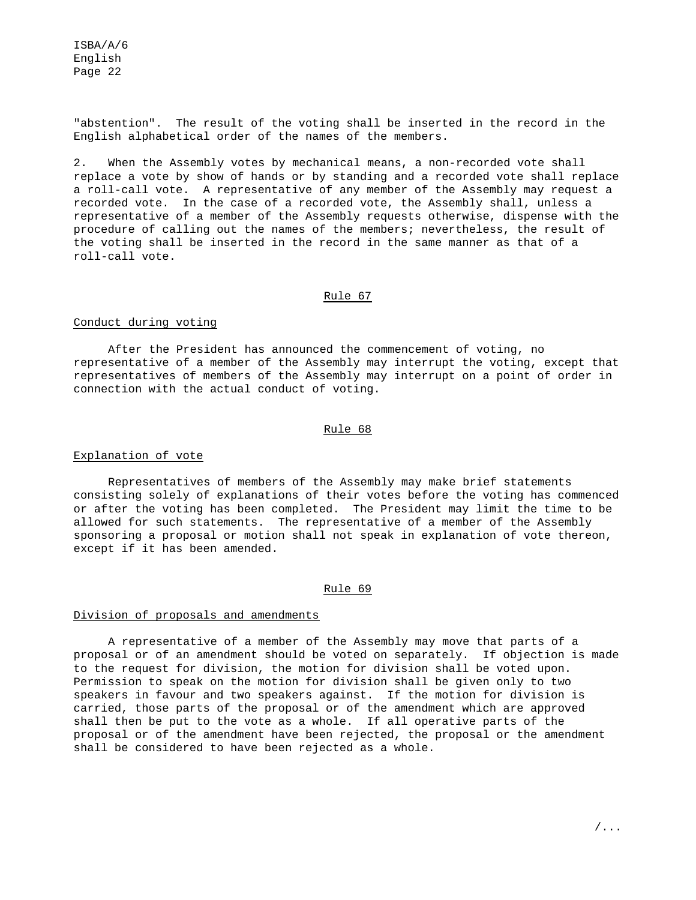"abstention". The result of the voting shall be inserted in the record in the English alphabetical order of the names of the members.

2. When the Assembly votes by mechanical means, a non-recorded vote shall replace a vote by show of hands or by standing and a recorded vote shall replace a roll-call vote. A representative of any member of the Assembly may request a recorded vote. In the case of a recorded vote, the Assembly shall, unless a representative of a member of the Assembly requests otherwise, dispense with the procedure of calling out the names of the members; nevertheless, the result of the voting shall be inserted in the record in the same manner as that of a roll-call vote.

### Rule 67

#### Conduct during voting

After the President has announced the commencement of voting, no representative of a member of the Assembly may interrupt the voting, except that representatives of members of the Assembly may interrupt on a point of order in connection with the actual conduct of voting.

### Rule 68

#### Explanation of vote

Representatives of members of the Assembly may make brief statements consisting solely of explanations of their votes before the voting has commenced or after the voting has been completed. The President may limit the time to be allowed for such statements. The representative of a member of the Assembly sponsoring a proposal or motion shall not speak in explanation of vote thereon, except if it has been amended.

### Rule 69

#### Division of proposals and amendments

A representative of a member of the Assembly may move that parts of a proposal or of an amendment should be voted on separately. If objection is made to the request for division, the motion for division shall be voted upon. Permission to speak on the motion for division shall be given only to two speakers in favour and two speakers against. If the motion for division is carried, those parts of the proposal or of the amendment which are approved shall then be put to the vote as a whole. If all operative parts of the proposal or of the amendment have been rejected, the proposal or the amendment shall be considered to have been rejected as a whole.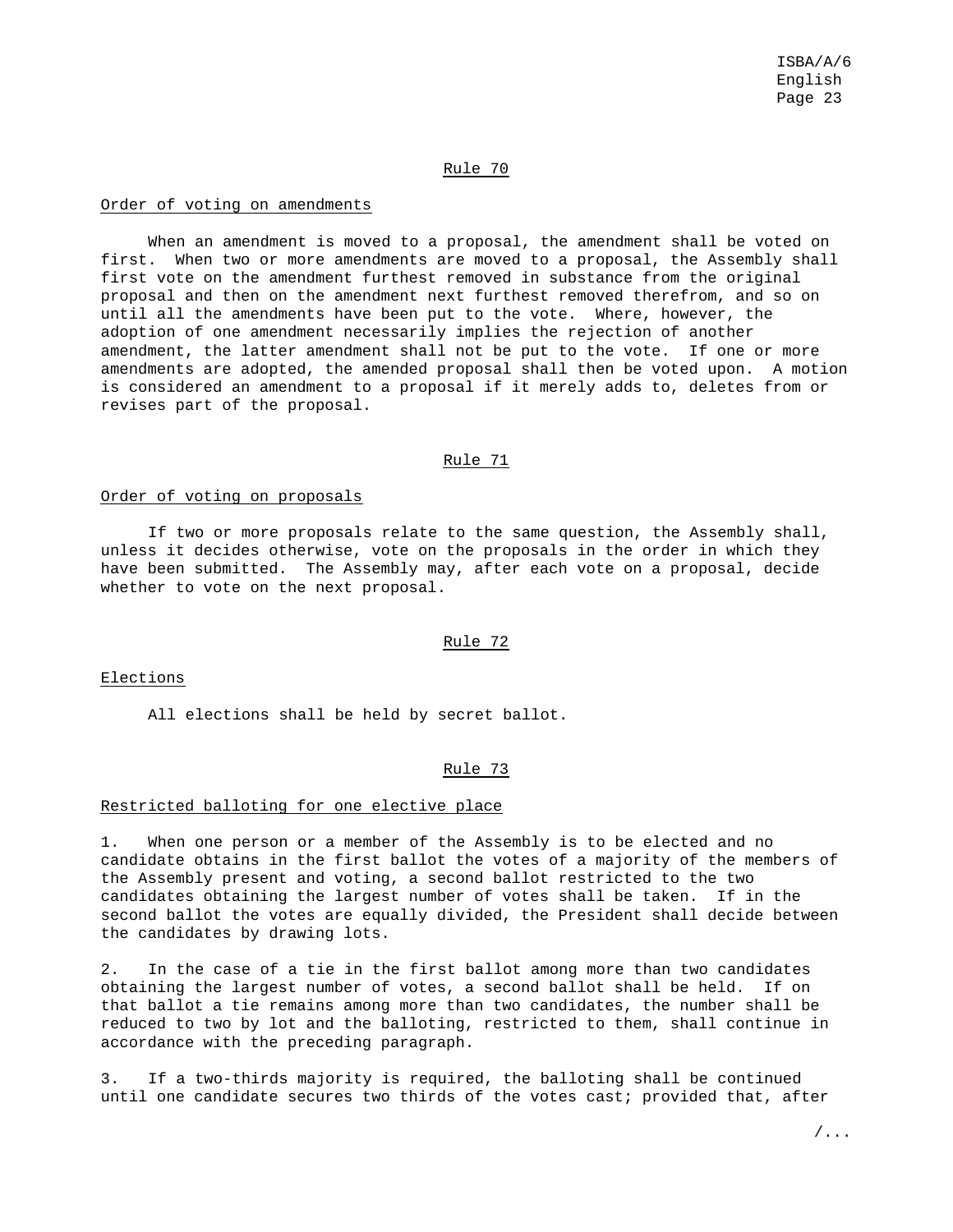### Rule 70

#### Order of voting on amendments

When an amendment is moved to a proposal, the amendment shall be voted on first. When two or more amendments are moved to a proposal, the Assembly shall first vote on the amendment furthest removed in substance from the original proposal and then on the amendment next furthest removed therefrom, and so on until all the amendments have been put to the vote. Where, however, the adoption of one amendment necessarily implies the rejection of another amendment, the latter amendment shall not be put to the vote. If one or more amendments are adopted, the amended proposal shall then be voted upon. A motion is considered an amendment to a proposal if it merely adds to, deletes from or revises part of the proposal.

### Rule 71

#### Order of voting on proposals

If two or more proposals relate to the same question, the Assembly shall, unless it decides otherwise, vote on the proposals in the order in which they have been submitted. The Assembly may, after each vote on a proposal, decide whether to vote on the next proposal.

### Rule 72

#### Elections

All elections shall be held by secret ballot.

### Rule 73

#### Restricted balloting for one elective place

1. When one person or a member of the Assembly is to be elected and no candidate obtains in the first ballot the votes of a majority of the members of the Assembly present and voting, a second ballot restricted to the two candidates obtaining the largest number of votes shall be taken. If in the second ballot the votes are equally divided, the President shall decide between the candidates by drawing lots.

2. In the case of a tie in the first ballot among more than two candidates obtaining the largest number of votes, a second ballot shall be held. If on that ballot a tie remains among more than two candidates, the number shall be reduced to two by lot and the balloting, restricted to them, shall continue in accordance with the preceding paragraph.

3. If a two-thirds majority is required, the balloting shall be continued until one candidate secures two thirds of the votes cast; provided that, after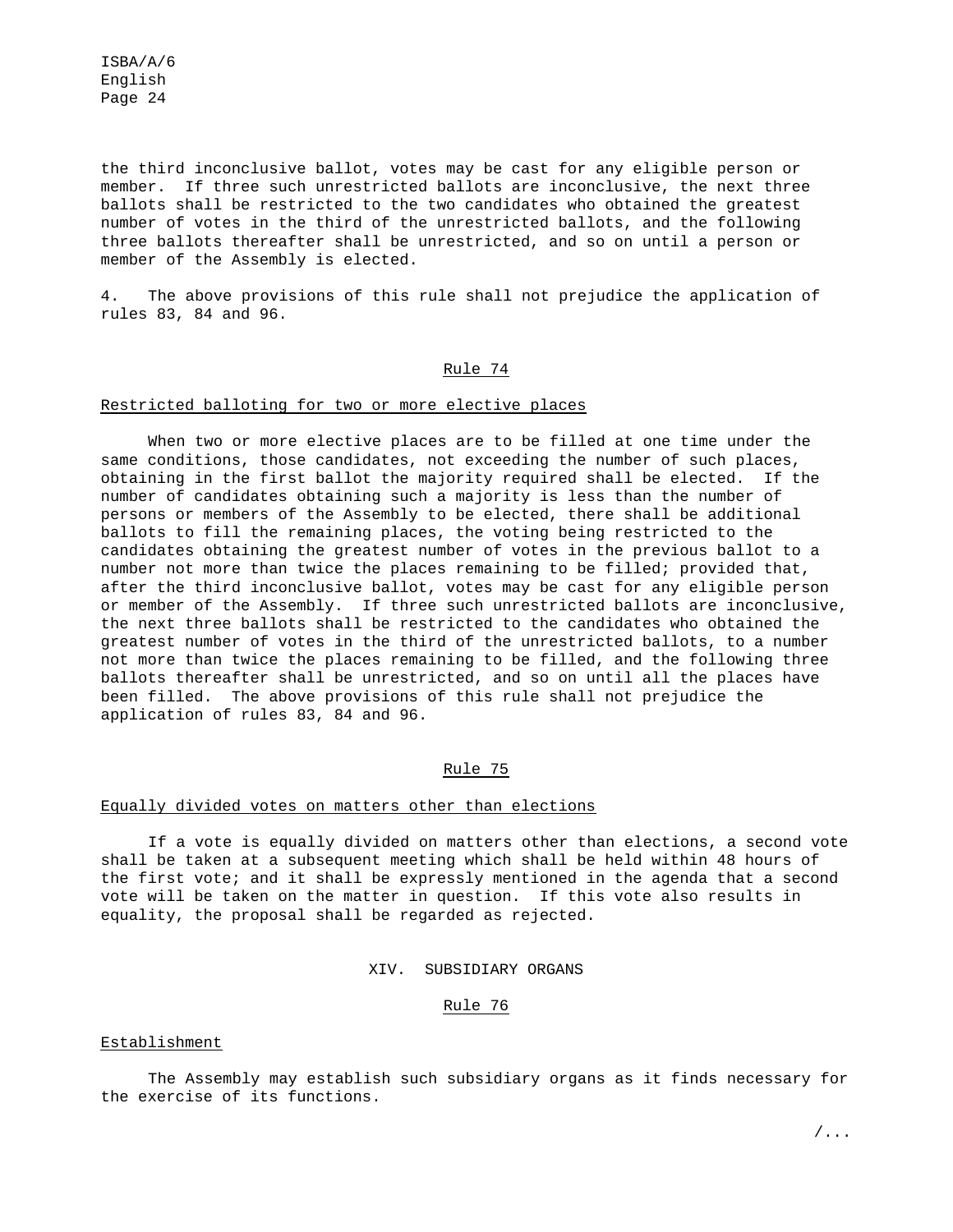the third inconclusive ballot, votes may be cast for any eligible person or member. If three such unrestricted ballots are inconclusive, the next three ballots shall be restricted to the two candidates who obtained the greatest number of votes in the third of the unrestricted ballots, and the following three ballots thereafter shall be unrestricted, and so on until a person or member of the Assembly is elected.

4. The above provisions of this rule shall not prejudice the application of rules 83, 84 and 96.

### Rule 74

#### Restricted balloting for two or more elective places

When two or more elective places are to be filled at one time under the same conditions, those candidates, not exceeding the number of such places, obtaining in the first ballot the majority required shall be elected. If the number of candidates obtaining such a majority is less than the number of persons or members of the Assembly to be elected, there shall be additional ballots to fill the remaining places, the voting being restricted to the candidates obtaining the greatest number of votes in the previous ballot to a number not more than twice the places remaining to be filled; provided that, after the third inconclusive ballot, votes may be cast for any eligible person or member of the Assembly. If three such unrestricted ballots are inconclusive, the next three ballots shall be restricted to the candidates who obtained the greatest number of votes in the third of the unrestricted ballots, to a number not more than twice the places remaining to be filled, and the following three ballots thereafter shall be unrestricted, and so on until all the places have been filled. The above provisions of this rule shall not prejudice the application of rules 83, 84 and 96.

### Rule 75

#### Equally divided votes on matters other than elections

If a vote is equally divided on matters other than elections, a second vote shall be taken at a subsequent meeting which shall be held within 48 hours of the first vote; and it shall be expressly mentioned in the agenda that a second vote will be taken on the matter in question. If this vote also results in equality, the proposal shall be regarded as rejected.

## XIV. SUBSIDIARY ORGANS

### Rule 76

#### Establishment

The Assembly may establish such subsidiary organs as it finds necessary for the exercise of its functions.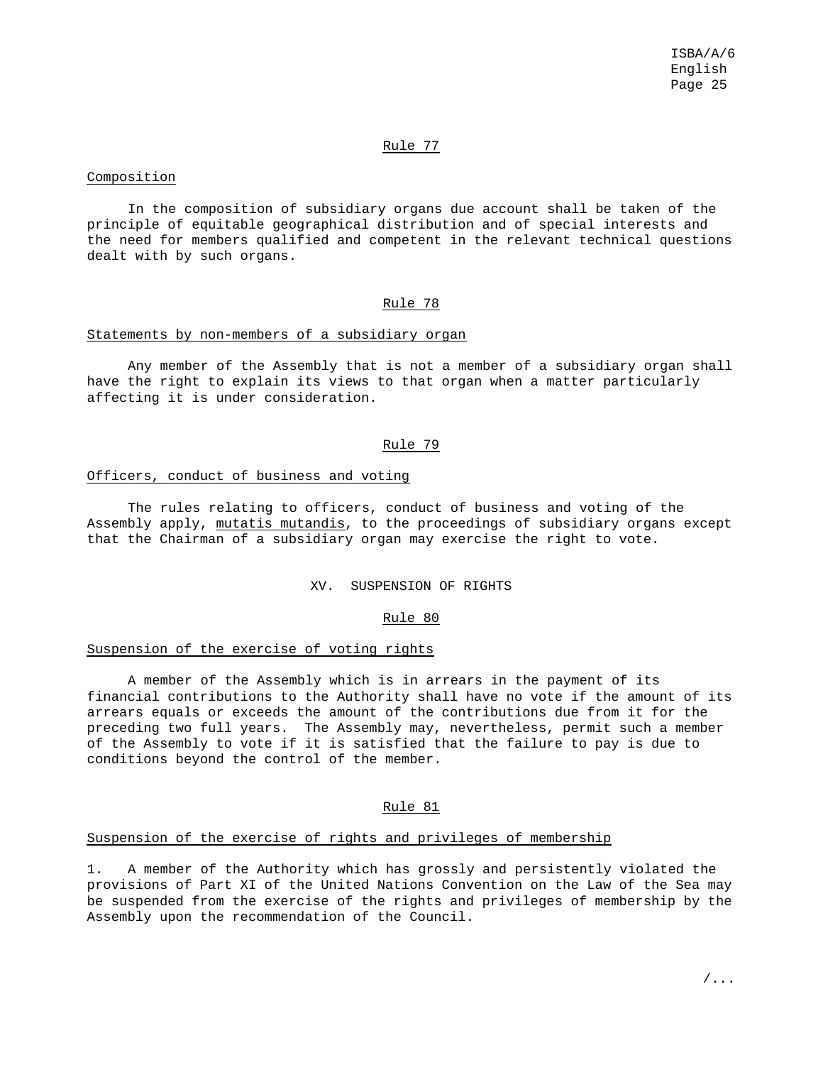### Rule 77

Composition

In the composition of subsidiary organs due account shall be taken of the principle of equitable geographical distribution and of special interests and the need for members qualified and competent in the relevant technical questions dealt with by such organs.

### Rule 78

Statements by non-members of a subsidiary organ

Any member of the Assembly that is not a member of a subsidiary organ shall have the right to explain its views to that organ when a matter particularly affecting it is under consideration.

### Rule 79

Officers, conduct of business and voting

The rules relating to officers, conduct of business and voting of the Assembly apply, *mutatis mutandis*, to the proceedings of subsidiary organs except that the Chairman of a subsidiary organ may exercise the right to vote.

## XV. SUSPENSION OF RIGHTS

### Rule 80

Suspension of the exercise of voting rights

A member of the Assembly which is in arrears in the payment of its financial contributions to the Authority shall have no vote if the amount of its arrears equals or exceeds the amount of the contributions due from it for the preceding two full years. The Assembly may, nevertheless, permit such a member of the Assembly to vote if it is satisfied that the failure to pay is due to conditions beyond the control of the member.

### Rule 81

Suspension of the exercise of rights and privileges of membership

1. A member of the Authority which has grossly and persistently violated the provisions of Part XI of the United Nations Convention on the Law of the Sea may be suspended from the exercise of the rights and privileges of membership by the Assembly upon the recommendation of the Council.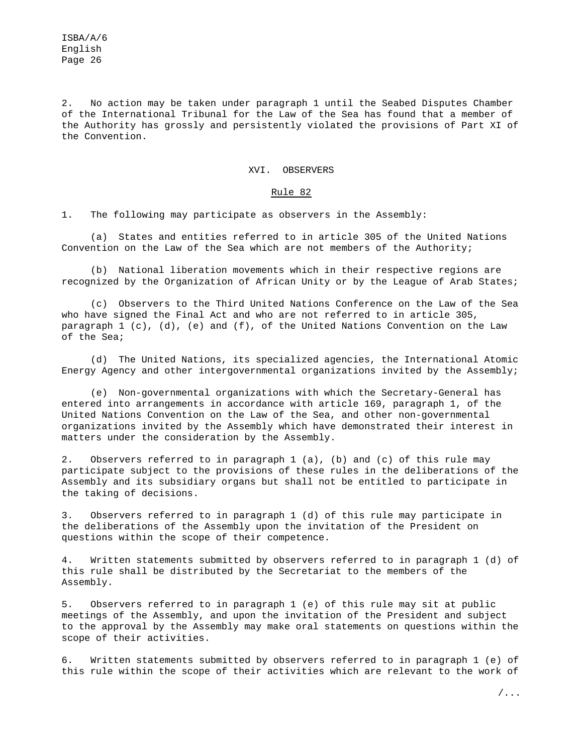2. No action may be taken under paragraph 1 until the Seabed Disputes Chamber of the International Tribunal for the Law of the Sea has found that a member of the Authority has grossly and persistently violated the provisions of Part XI of the Convention.

## XVI. OBSERVERS

### Rule 82

1. The following may participate as observers in the Assembly:

(a) States and entities referred to in article 305 of the United Nations Convention on the Law of the Sea which are not members of the Authority;

(b) National liberation movements which in their respective regions are recognized by the Organization of African Unity or by the League of Arab States;

(c) Observers to the Third United Nations Conference on the Law of the Sea who have signed the Final Act and who are not referred to in article 305, paragraph 1 (c), (d), (e) and (f), of the United Nations Convention on the Law of the Sea;

(d) The United Nations, its specialized agencies, the International Atomic Energy Agency and other intergovernmental organizations invited by the Assembly;

(e) Non-governmental organizations with which the Secretary-General has entered into arrangements in accordance with article 169, paragraph 1, of the United Nations Convention on the Law of the Sea, and other non-governmental organizations invited by the Assembly which have demonstrated their interest in matters under the consideration by the Assembly.

2. Observers referred to in paragraph 1 (a), (b) and (c) of this rule may participate subject to the provisions of these rules in the deliberations of the Assembly and its subsidiary organs but shall not be entitled to participate in the taking of decisions.

3. Observers referred to in paragraph 1 (d) of this rule may participate in the deliberations of the Assembly upon the invitation of the President on questions within the scope of their competence.

4. Written statements submitted by observers referred to in paragraph 1 (d) of this rule shall be distributed by the Secretariat to the members of the Assembly.

5. Observers referred to in paragraph 1 (e) of this rule may sit at public meetings of the Assembly, and upon the invitation of the President and subject to the approval by the Assembly may make oral statements on questions within the scope of their activities.

6. Written statements submitted by observers referred to in paragraph 1 (e) of this rule within the scope of their activities which are relevant to the work of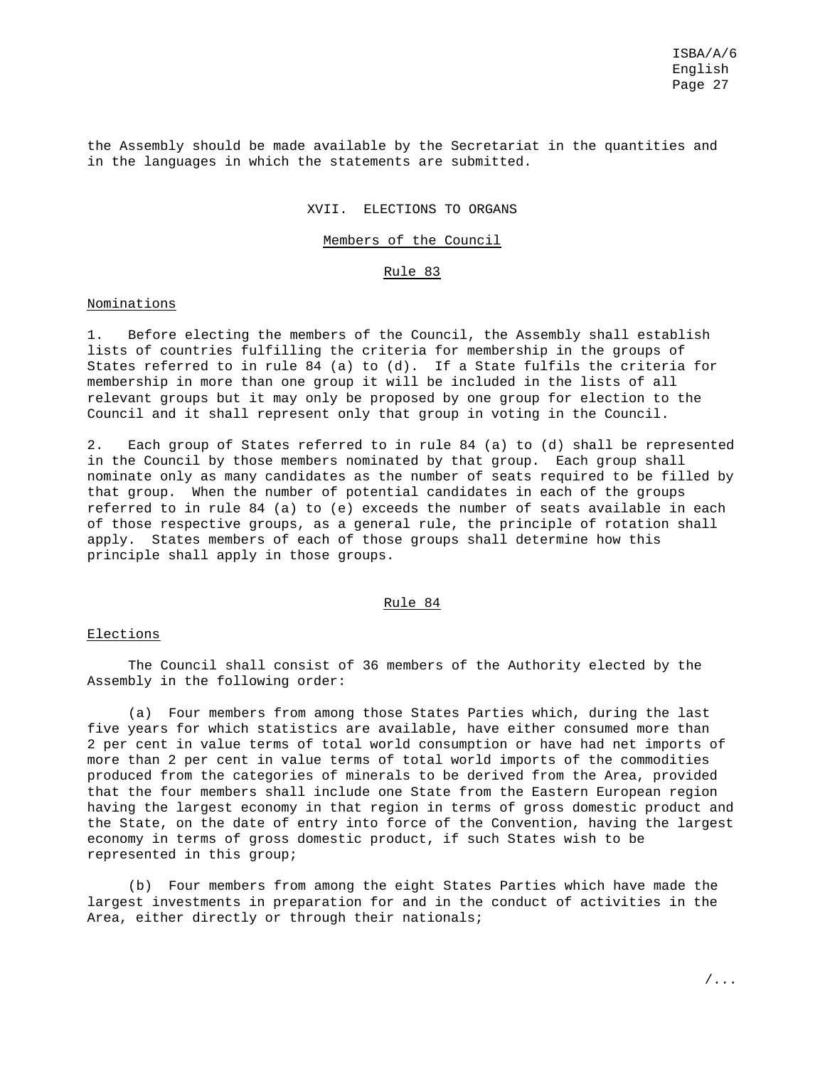the Assembly should be made available by the Secretariat in the quantities and in the languages in which the statements are submitted.

## XVII. ELECTIONS TO ORGANS

### Members of the Council

#### Rule 83

Nominations

1. Before electing the members of the Council, the Assembly shall establish lists of countries fulfilling the criteria for membership in the groups of States referred to in rule 84 (a) to (d). If a State fulfils the criteria for membership in more than one group it will be included in the lists of all relevant groups but it may only be proposed by one group for election to the Council and it shall represent only that group in voting in the Council.

2. Each group of States referred to in rule 84 (a) to (d) shall be represented in the Council by those members nominated by that group. Each group shall nominate only as many candidates as the number of seats required to be filled by that group. When the number of potential candidates in each of the groups referred to in rule 84 (a) to (e) exceeds the number of seats available in each of those respective groups, as a general rule, the principle of rotation shall apply. States members of each of those groups shall determine how this principle shall apply in those groups.

#### Rule 84

Elections

The Council shall consist of 36 members of the Authority elected by the Assembly in the following order:

(a) Four members from among those States Parties which, during the last five years for which statistics are available, have either consumed more than 2 per cent in value terms of total world consumption or have had net imports of more than 2 per cent in value terms of total world imports of the commodities produced from the categories of minerals to be derived from the Area, provided that the four members shall include one State from the Eastern European region having the largest economy in that region in terms of gross domestic product and the State, on the date of entry into force of the Convention, having the largest economy in terms of gross domestic product, if such States wish to be represented in this group;

(b) Four members from among the eight States Parties which have made the largest investments in preparation for and in the conduct of activities in the Area, either directly or through their nationals;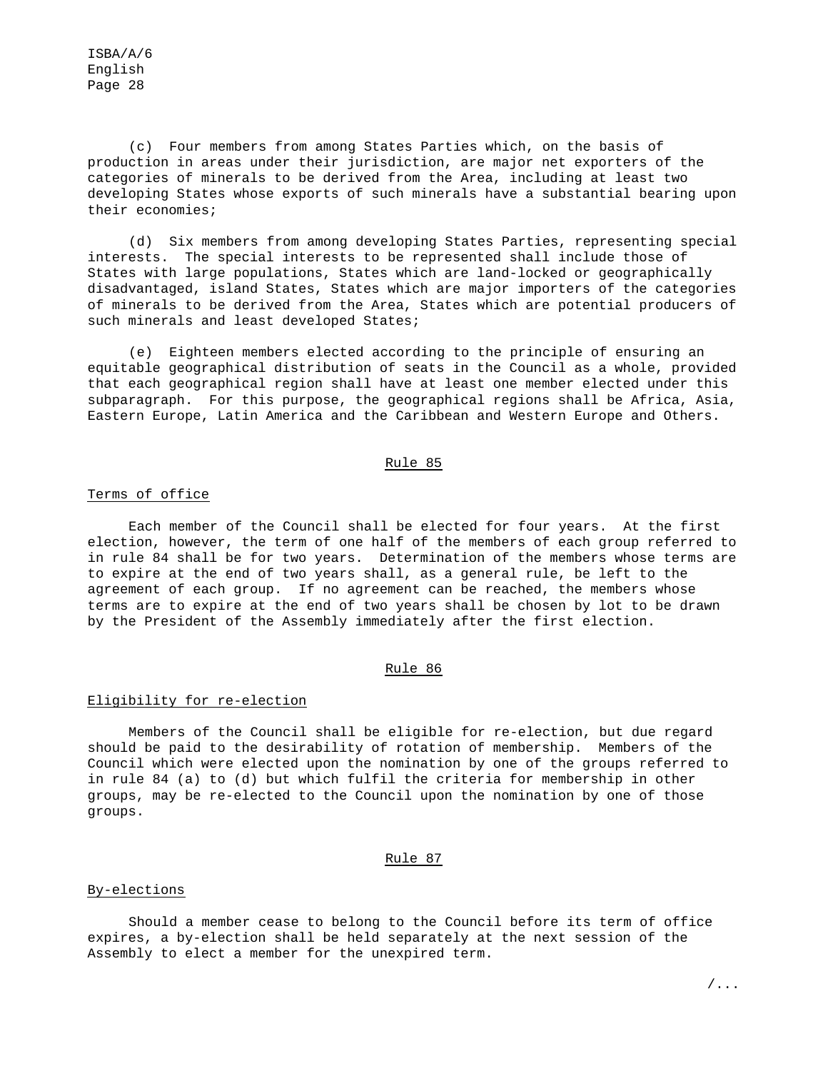(c) Four members from among States Parties which, on the basis of production in areas under their jurisdiction, are major net exporters of the categories of minerals to be derived from the Area, including at least two developing States whose exports of such minerals have a substantial bearing upon their economies;

(d) Six members from among developing States Parties, representing special interests. The special interests to be represented shall include those of States with large populations, States which are land-locked or geographically disadvantaged, island States, States which are major importers of the categories of minerals to be derived from the Area, States which are potential producers of such minerals and least developed States;

(e) Eighteen members elected according to the principle of ensuring an equitable geographical distribution of seats in the Council as a whole, provided that each geographical region shall have at least one member elected under this subparagraph. For this purpose, the geographical regions shall be Africa, Asia, Eastern Europe, Latin America and the Caribbean and Western Europe and Others.

## Rule 85

### Terms of office

Each member of the Council shall be elected for four years. At the first election, however, the term of one half of the members of each group referred to in rule 84 shall be for two years. Determination of the members whose terms are to expire at the end of two years shall, as a general rule, be left to the agreement of each group. If no agreement can be reached, the members whose terms are to expire at the end of two years shall be chosen by lot to be drawn by the President of the Assembly immediately after the first election.

## Rule 86

### Eligibility for re-election

Members of the Council shall be eligible for re-election, but due regard should be paid to the desirability of rotation of membership. Members of the Council which were elected upon the nomination by one of the groups referred to in rule 84 (a) to (d) but which fulfil the criteria for membership in other groups, may be re-elected to the Council upon the nomination by one of those groups.

## Rule 87

### By-elections

Should a member cease to belong to the Council before its term of office expires, a by-election shall be held separately at the next session of the Assembly to elect a member for the unexpired term.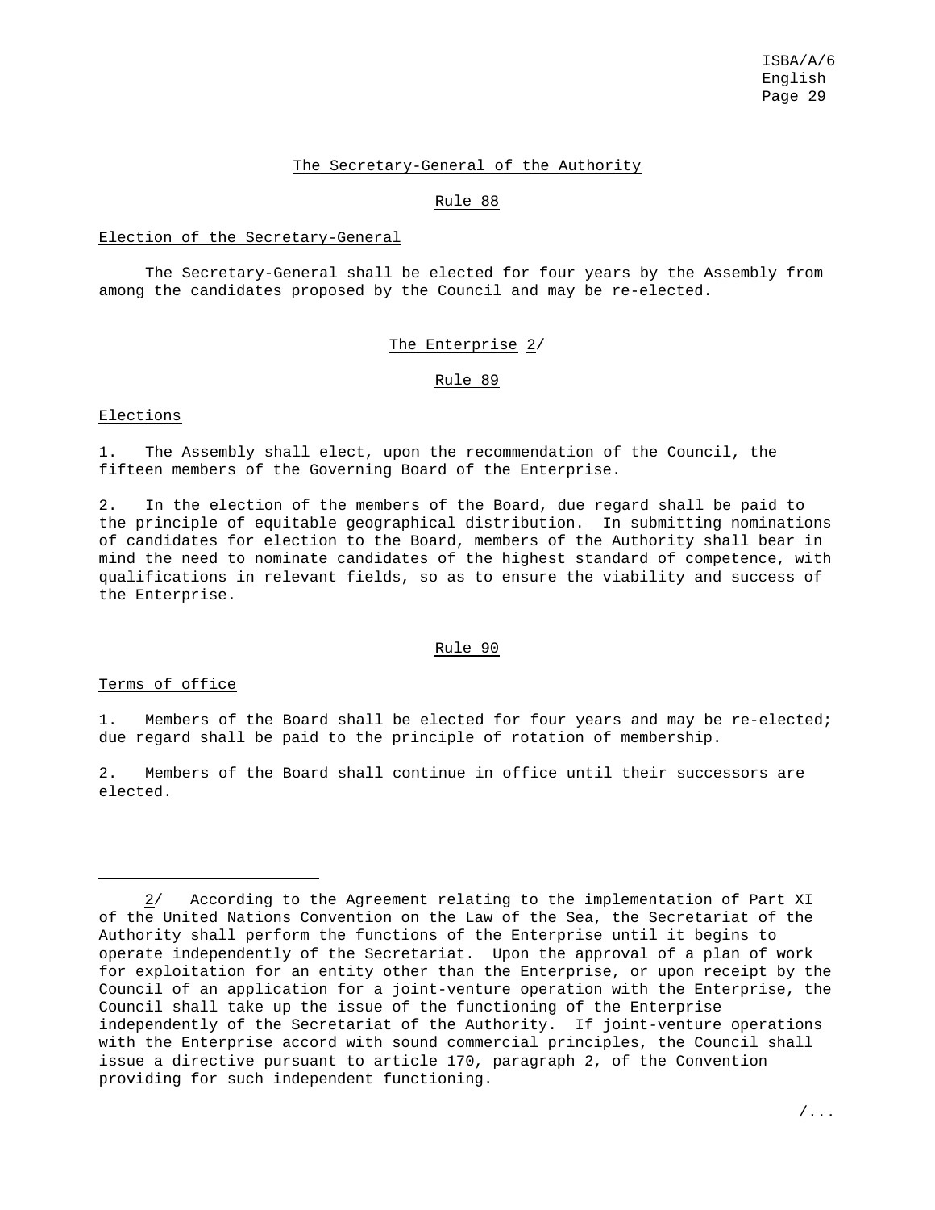## The Secretary-General of the Authority

### Rule 88

#### Election of the Secretary-General

The Secretary-General shall be elected for four years by the Assembly from among the candidates proposed by the Council and may be re-elected.

## The Enterprise 2/

### Rule 89

#### Elections

1. The Assembly shall elect, upon the recommendation of the Council, the fifteen members of the Governing Board of the Enterprise.

2. In the election of the members of the Board, due regard shall be paid to the principle of equitable geographical distribution. In submitting nominations of candidates for election to the Board, members of the Authority shall bear in mind the need to nominate candidates of the highest standard of competence, with qualifications in relevant fields, so as to ensure the viability and success of the Enterprise.

### Rule 90

#### Terms of office

1. Members of the Board shall be elected for four years and may be re-elected; due regard shall be paid to the principle of rotation of membership.

2. Members of the Board shall continue in office until their successors are elected.

---

2/ According to the Agreement relating to the implementation of Part XI of the United Nations Convention on the Law of the Sea, the Secretariat of the Authority shall perform the functions of the Enterprise until it begins to operate independently of the Secretariat. Upon the approval of a plan of work for exploitation for an entity other than the Enterprise, or upon receipt by the Council of an application for a joint-venture operation with the Enterprise, the Council shall take up the issue of the functioning of the Enterprise independently of the Secretariat of the Authority. If joint-venture operations with the Enterprise accord with sound commercial principles, the Council shall issue a directive pursuant to article 170, paragraph 2, of the Convention providing for such independent functioning.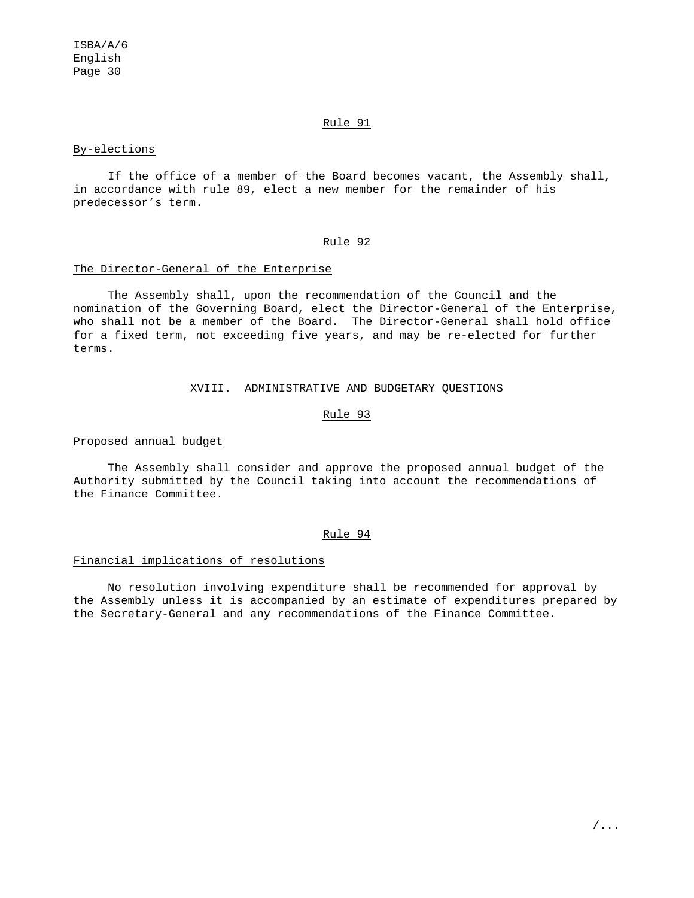Rule 91

By-elections

If the office of a member of the Board becomes vacant, the Assembly shall, in accordance with rule 89, elect a new member for the remainder of his predecessor's term.

Rule 92

The Director-General of the Enterprise

The Assembly shall, upon the recommendation of the Council and the nomination of the Governing Board, elect the Director-General of the Enterprise, who shall not be a member of the Board. The Director-General shall hold office for a fixed term, not exceeding five years, and may be re-elected for further terms.

## XVIII. ADMINISTRATIVE AND BUDGETARY QUESTIONS

Rule 93

Proposed annual budget

The Assembly shall consider and approve the proposed annual budget of the Authority submitted by the Council taking into account the recommendations of the Finance Committee.

Rule 94

Financial implications of resolutions

No resolution involving expenditure shall be recommended for approval by the Assembly unless it is accompanied by an estimate of expenditures prepared by the Secretary-General and any recommendations of the Finance Committee.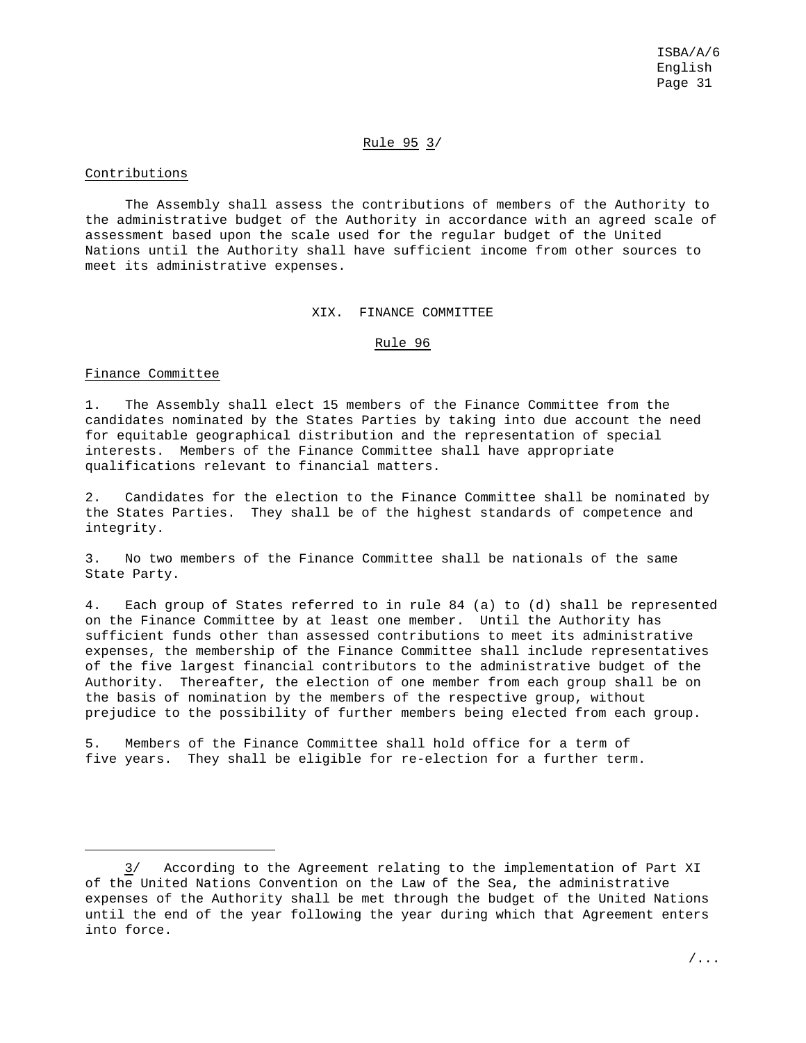## Rule 95 3/

Contributions

The Assembly shall assess the contributions of members of the Authority to the administrative budget of the Authority in accordance with an agreed scale of assessment based upon the scale used for the regular budget of the United Nations until the Authority shall have sufficient income from other sources to meet its administrative expenses.

# XIX. FINANCE COMMITTEE

## Rule 96

Finance Committee

1. The Assembly shall elect 15 members of the Finance Committee from the candidates nominated by the States Parties by taking into due account the need for equitable geographical distribution and the representation of special interests. Members of the Finance Committee shall have appropriate qualifications relevant to financial matters.

2. Candidates for the election to the Finance Committee shall be nominated by the States Parties. They shall be of the highest standards of competence and integrity.

3. No two members of the Finance Committee shall be nationals of the same State Party.

4. Each group of States referred to in rule 84 (a) to (d) shall be represented on the Finance Committee by at least one member. Until the Authority has sufficient funds other than assessed contributions to meet its administrative expenses, the membership of the Finance Committee shall include representatives of the five largest financial contributors to the administrative budget of the Authority. Thereafter, the election of one member from each group shall be on the basis of nomination by the members of the respective group, without prejudice to the possibility of further members being elected from each group.

5. Members of the Finance Committee shall hold office for a term of five years. They shall be eligible for re-election for a further term.

---

3/ According to the Agreement relating to the implementation of Part XI of the United Nations Convention on the Law of the Sea, the administrative expenses of the Authority shall be met through the budget of the United Nations until the end of the year following the year during which that Agreement enters into force.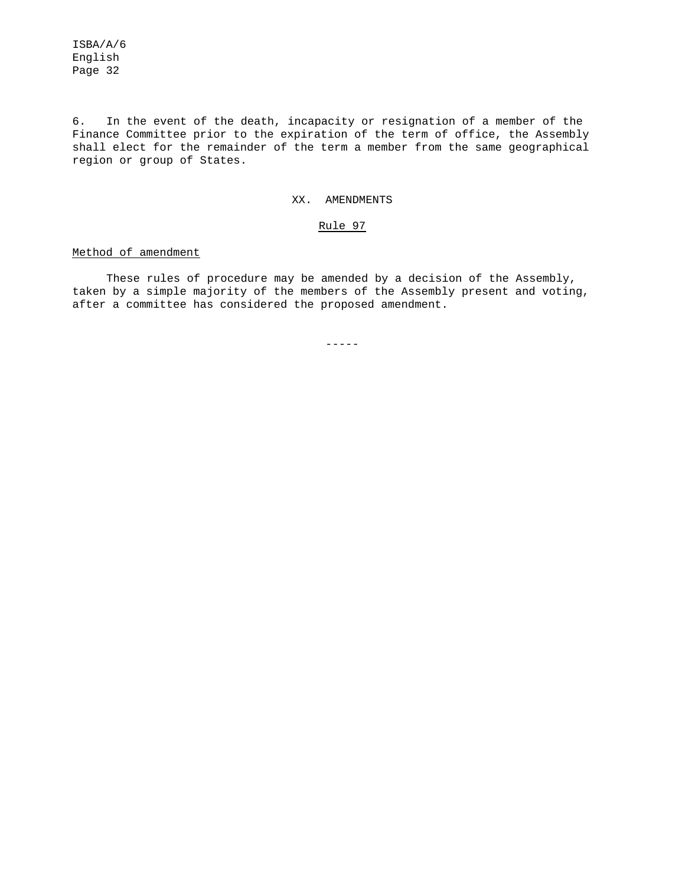6. In the event of the death, incapacity or resignation of a member of the Finance Committee prior to the expiration of the term of office, the Assembly shall elect for the remainder of the term a member from the same geographical region or group of States.

## XX. AMENDMENTS

### Rule 97

*Method of amendment*

These rules of procedure may be amended by a decision of the Assembly, taken by a simple majority of the members of the Assembly present and voting, after a committee has considered the proposed amendment.

-----